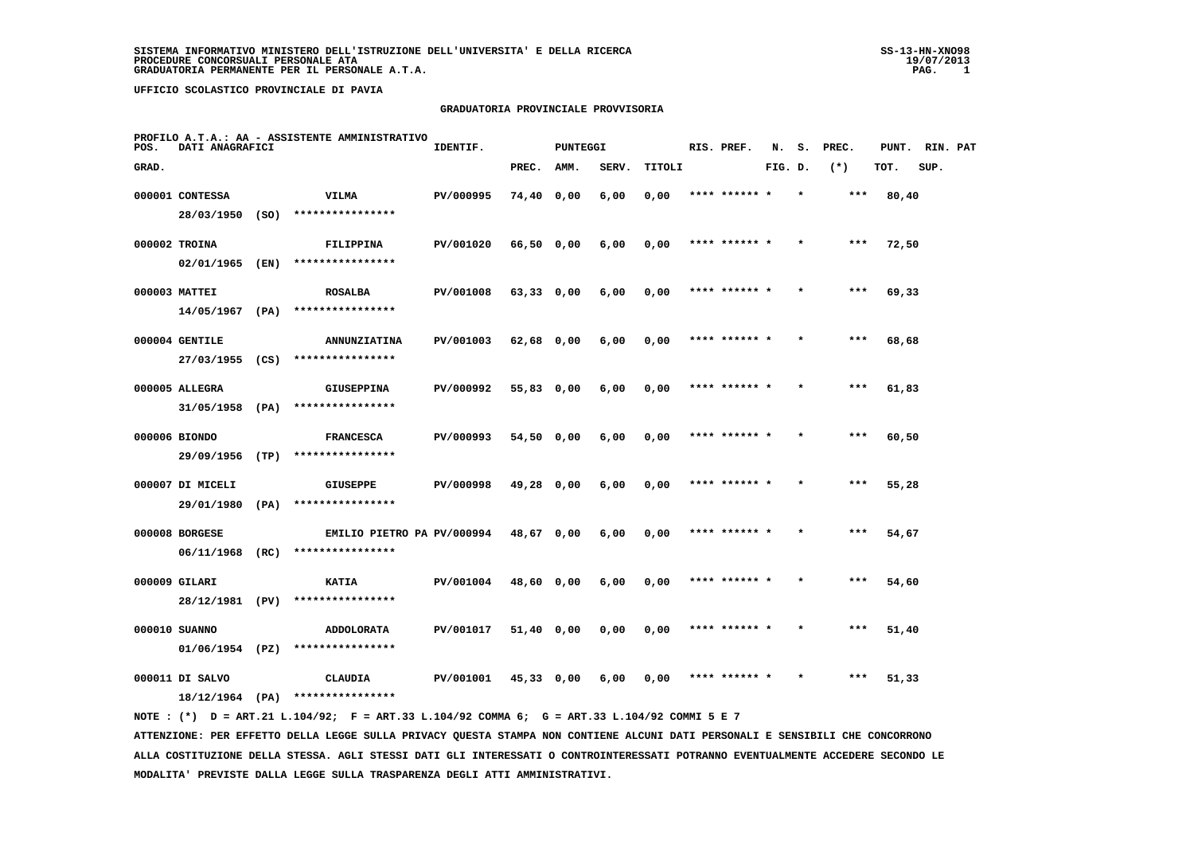SISTEMA INFORMATIVO MINISTERO DELL'ISTRUZIONE DELL'UNIVERSITA' E DELLA RICERCA
PROCEDURE CONCORSUALI PERSONALE ATA
GRADUATORIA PERMANENTE PER IL PERSONALE A.T.A.

SS-13-HN-XNO98
19/07/2013

UFFICIO SCOLASTICO PROVINCIALE DI PAVIA

GRADUATORIA PROVINCIALE PROVVISORIA

PROFILO A.T.A.: AA - ASSISTENTE AMMINISTRATIVO

| POS. GRAD. | DATI ANAGRAFICI | | IDENTIF. | PUNTEGGI PREC. | AMM. | SERV. | TITOLI | RIS. PREF. | N. S. FIG. D. | PREC. (*) | PUNT. TOT. | RIN. PAT SUP. |
|---|---|---|---|---|---|---|---|---|---|---|---|---|
| 000001 | CONTESSA 28/03/1950 (SO) | VILMA **************** | PV/000995 | 74,40 | 0,00 | 6,00 | 0,00 | **** ****** * | * | *** | 80,40 | |
| 000002 | TROINA 02/01/1965 (EN) | FILIPPINA **************** | PV/001020 | 66,50 | 0,00 | 6,00 | 0,00 | **** ****** * | * | *** | 72,50 | |
| 000003 | MATTEI 14/05/1967 (PA) | ROSALBA **************** | PV/001008 | 63,33 | 0,00 | 6,00 | 0,00 | **** ****** * | * | *** | 69,33 | |
| 000004 | GENTILE 27/03/1955 (CS) | ANNUNZIATINA **************** | PV/001003 | 62,68 | 0,00 | 6,00 | 0,00 | **** ****** * | * | *** | 68,68 | |
| 000005 | ALLEGRA 31/05/1958 (PA) | GIUSEPPINA **************** | PV/000992 | 55,83 | 0,00 | 6,00 | 0,00 | **** ****** * | * | *** | 61,83 | |
| 000006 | BIONDO 29/09/1956 (TP) | FRANCESCA **************** | PV/000993 | 54,50 | 0,00 | 6,00 | 0,00 | **** ****** * | * | *** | 60,50 | |
| 000007 | DI MICELI 29/01/1980 (PA) | GIUSEPPE **************** | PV/000998 | 49,28 | 0,00 | 6,00 | 0,00 | **** ****** * | * | *** | 55,28 | |
| 000008 | BORGESE 06/11/1968 (RC) | EMILIO PIETRO PA **************** | PV/000994 | 48,67 | 0,00 | 6,00 | 0,00 | **** ****** * | * | *** | 54,67 | |
| 000009 | GILARI 28/12/1981 (PV) | KATIA **************** | PV/001004 | 48,60 | 0,00 | 6,00 | 0,00 | **** ****** * | * | *** | 54,60 | |
| 000010 | SUANNO 01/06/1954 (PZ) | ADDOLORATA **************** | PV/001017 | 51,40 | 0,00 | 0,00 | 0,00 | **** ****** * | * | *** | 51,40 | |
| 000011 | DI SALVO 18/12/1964 (PA) | CLAUDIA **************** | PV/001001 | 45,33 | 0,00 | 6,00 | 0,00 | **** ****** * | * | *** | 51,33 | |

NOTE : (*) D = ART.21 L.104/92; F = ART.33 L.104/92 COMMA 6; G = ART.33 L.104/92 COMMI 5 E 7

ATTENZIONE: PER EFFETTO DELLA LEGGE SULLA PRIVACY QUESTA STAMPA NON CONTIENE ALCUNI DATI PERSONALI E SENSIBILI CHE CONCORRONO ALLA COSTITUZIONE DELLA STESSA. AGLI STESSI DATI GLI INTERESSATI O CONTROINTERESSATI POTRANNO EVENTUALMENTE ACCEDERE SECONDO LE MODALITA' PREVISTE DALLA LEGGE SULLA TRASPARENZA DEGLI ATTI AMMINISTRATIVI.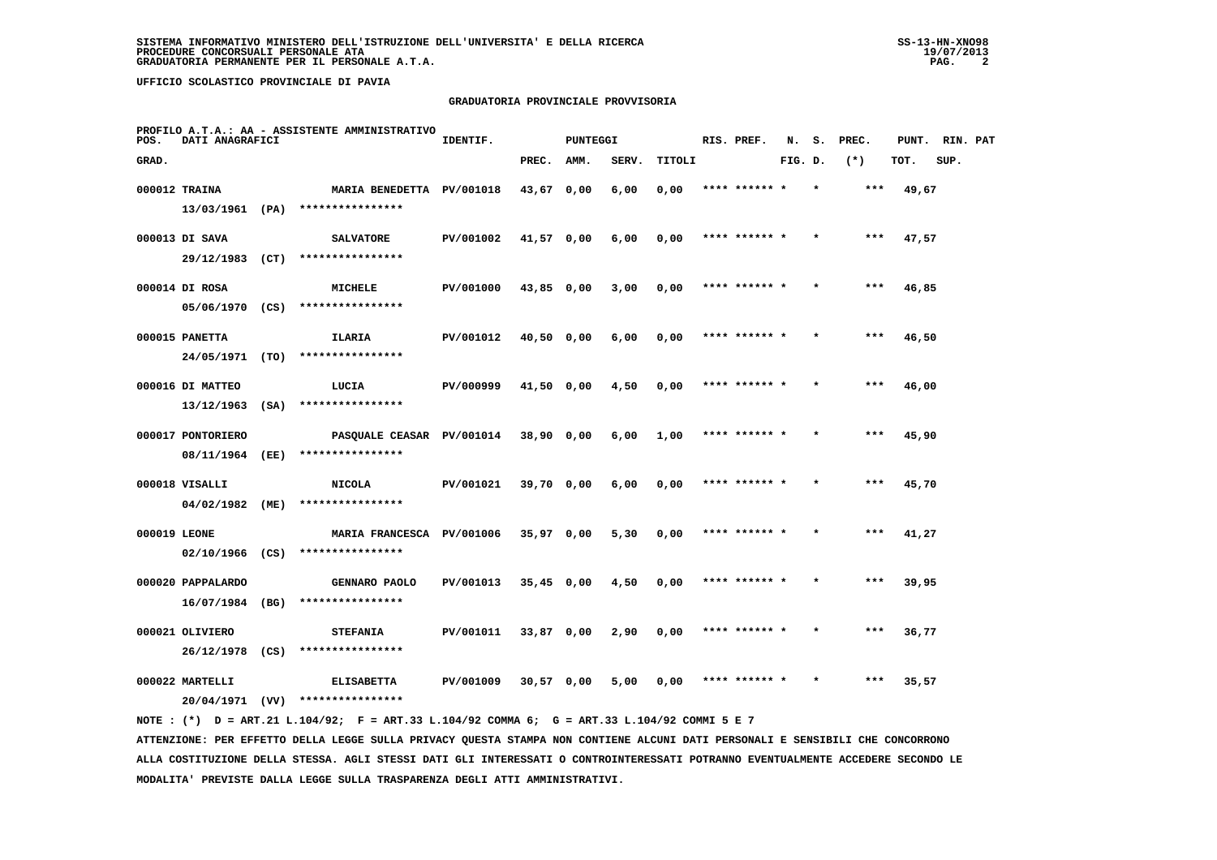SISTEMA INFORMATIVO MINISTERO DELL'ISTRUZIONE DELL'UNIVERSITA' E DELLA RICERCA
PROCEDURE CONCORSUALI PERSONALE ATA
GRADUATORIA PERMANENTE PER IL PERSONALE A.T.A.

UFFICIO SCOLASTICO PROVINCIALE DI PAVIA

GRADUATORIA PROVINCIALE PROVVISORIA

PROFILO A.T.A.: AA - ASSISTENTE AMMINISTRATIVO

| POS. GRAD. | DATI ANAGRAFICI | | IDENTIF. | PUNTEGGI PREC. | AMM. | SERV. | TITOLI | RIS. PREF. | N. FIG. | S. D. | PREC. (*) | PUNT. TOT. | RIN. SUP. | PAT |
|---|---|---|---|---|---|---|---|---|---|---|---|---|---|---|
| 000012 | TRAINA 13/03/1961 (PA) | MARIA BENEDETTA **************** | PV/001018 | 43,67 | 0,00 | 6,00 | 0,00 | **** ****** | * | * | *** | 49,67 | | |
| 000013 | DI SAVA 29/12/1983 (CT) | SALVATORE **************** | PV/001002 | 41,57 | 0,00 | 6,00 | 0,00 | **** ****** | * | * | *** | 47,57 | | |
| 000014 | DI ROSA 05/06/1970 (CS) | MICHELE **************** | PV/001000 | 43,85 | 0,00 | 3,00 | 0,00 | **** ****** | * | * | *** | 46,85 | | |
| 000015 | PANETTA 24/05/1971 (TO) | ILARIA **************** | PV/001012 | 40,50 | 0,00 | 6,00 | 0,00 | **** ****** | * | * | *** | 46,50 | | |
| 000016 | DI MATTEO 13/12/1963 (SA) | LUCIA **************** | PV/000999 | 41,50 | 0,00 | 4,50 | 0,00 | **** ****** | * | * | *** | 46,00 | | |
| 000017 | PONTORIERO 08/11/1964 (EE) | PASQUALE CEASAR **************** | PV/001014 | 38,90 | 0,00 | 6,00 | 1,00 | **** ****** | * | * | *** | 45,90 | | |
| 000018 | VISALLI 04/02/1982 (ME) | NICOLA **************** | PV/001021 | 39,70 | 0,00 | 6,00 | 0,00 | **** ****** | * | * | *** | 45,70 | | |
| 000019 | LEONE 02/10/1966 (CS) | MARIA FRANCESCA **************** | PV/001006 | 35,97 | 0,00 | 5,30 | 0,00 | **** ****** | * | * | *** | 41,27 | | |
| 000020 | PAPPALARDO 16/07/1984 (BG) | GENNARO PAOLO **************** | PV/001013 | 35,45 | 0,00 | 4,50 | 0,00 | **** ****** | * | * | *** | 39,95 | | |
| 000021 | OLIVIERO 26/12/1978 (CS) | STEFANIA **************** | PV/001011 | 33,87 | 0,00 | 2,90 | 0,00 | **** ****** | * | * | *** | 36,77 | | |
| 000022 | MARTELLI 20/04/1971 (VV) | ELISABETTA **************** | PV/001009 | 30,57 | 0,00 | 5,00 | 0,00 | **** ****** | * | * | *** | 35,57 | | |

NOTE : (*) D = ART.21 L.104/92; F = ART.33 L.104/92 COMMA 6; G = ART.33 L.104/92 COMMI 5 E 7

ATTENZIONE: PER EFFETTO DELLA LEGGE SULLA PRIVACY QUESTA STAMPA NON CONTIENE ALCUNI DATI PERSONALI E SENSIBILI CHE CONCORRONO ALLA COSTITUZIONE DELLA STESSA. AGLI STESSI DATI GLI INTERESSATI O CONTROINTERESSATI POTRANNO EVENTUALMENTE ACCEDERE SECONDO LE MODALITA' PREVISTE DALLA LEGGE SULLA TRASPARENZA DEGLI ATTI AMMINISTRATIVI.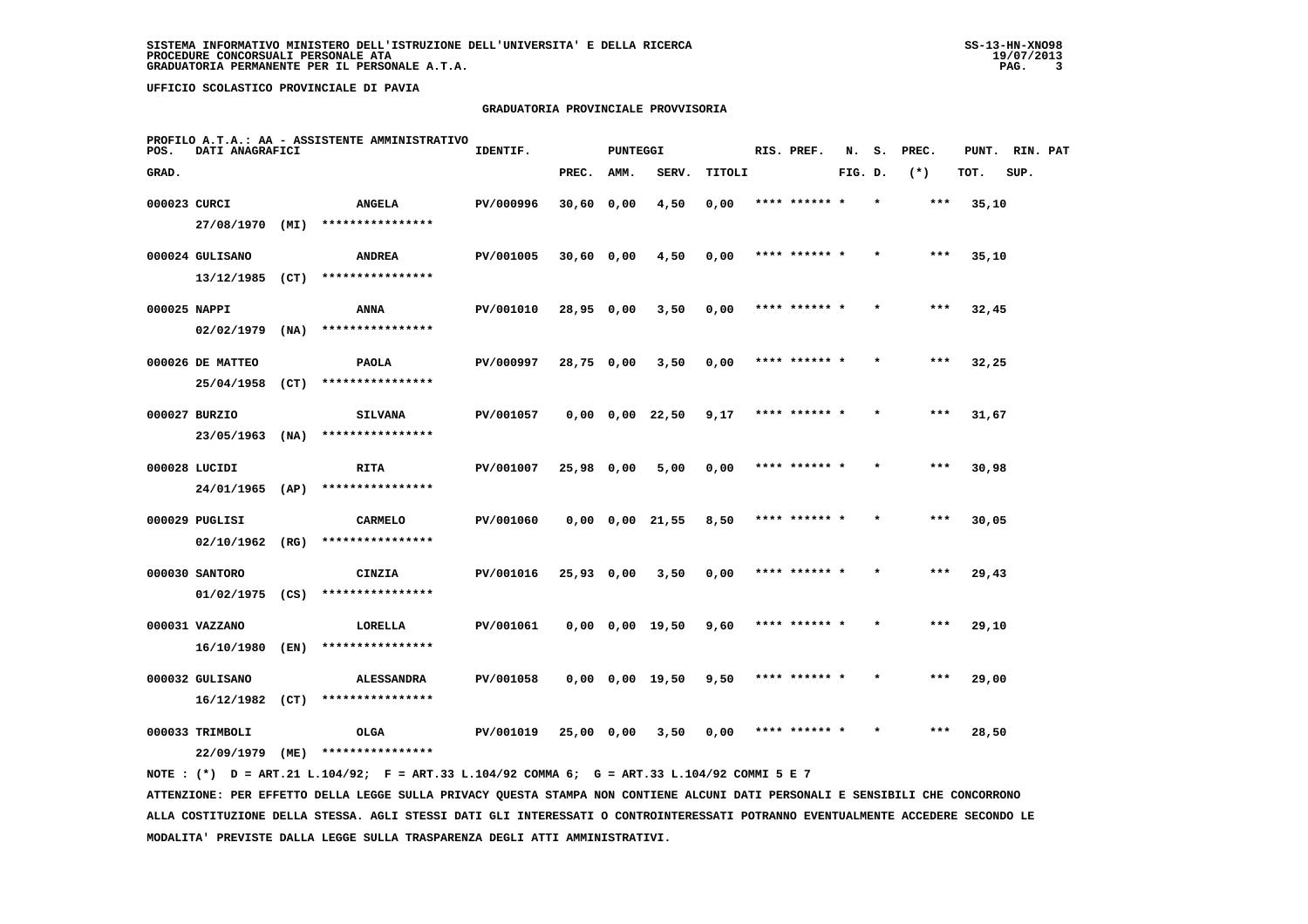SISTEMA INFORMATIVO MINISTERO DELL'ISTRUZIONE DELL'UNIVERSITA' E DELLA RICERCA
PROCEDURE CONCORSUALI PERSONALE ATA
GRADUATORIA PERMANENTE PER IL PERSONALE A.T.A.

UFFICIO SCOLASTICO PROVINCIALE DI PAVIA

## GRADUATORIA PROVINCIALE PROVVISORIA

PROFILO A.T.A.: AA - ASSISTENTE AMMINISTRATIVO

| POS. GRAD. | DATI ANAGRAFICI | | IDENTIF. | PUNTEGGI PREC. | AMM. | SERV. | TITOLI | RIS. PREF. | N. FIG. | S. D. | PREC. (*) | PUNT. TOT. | RIN. SUP. | PAT |
|---|---|---|---|---|---|---|---|---|---|---|---|---|---|---|
| 000023 | CURCI 27/08/1970 (MI) | ANGELA **************** | PV/000996 | 30,60 | 0,00 | 4,50 | 0,00 | **** ****** * | | * | *** | 35,10 | | |
| 000024 | GULISANO 13/12/1985 (CT) | ANDREA **************** | PV/001005 | 30,60 | 0,00 | 4,50 | 0,00 | **** ****** * | | * | *** | 35,10 | | |
| 000025 | NAPPI 02/02/1979 (NA) | ANNA **************** | PV/001010 | 28,95 | 0,00 | 3,50 | 0,00 | **** ****** * | | * | *** | 32,45 | | |
| 000026 | DE MATTEO 25/04/1958 (CT) | PAOLA **************** | PV/000997 | 28,75 | 0,00 | 3,50 | 0,00 | **** ****** * | | * | *** | 32,25 | | |
| 000027 | BURZIO 23/05/1963 (NA) | SILVANA **************** | PV/001057 | 0,00 | 0,00 | 22,50 | 9,17 | **** ****** * | | * | *** | 31,67 | | |
| 000028 | LUCIDI 24/01/1965 (AP) | RITA **************** | PV/001007 | 25,98 | 0,00 | 5,00 | 0,00 | **** ****** * | | * | *** | 30,98 | | |
| 000029 | PUGLISI 02/10/1962 (RG) | CARMELO **************** | PV/001060 | 0,00 | 0,00 | 21,55 | 8,50 | **** ****** * | | * | *** | 30,05 | | |
| 000030 | SANTORO 01/02/1975 (CS) | CINZIA **************** | PV/001016 | 25,93 | 0,00 | 3,50 | 0,00 | **** ****** * | | * | *** | 29,43 | | |
| 000031 | VAZZANO 16/10/1980 (EN) | LORELLA **************** | PV/001061 | 0,00 | 0,00 | 19,50 | 9,60 | **** ****** * | | * | *** | 29,10 | | |
| 000032 | GULISANO 16/12/1982 (CT) | ALESSANDRA **************** | PV/001058 | 0,00 | 0,00 | 19,50 | 9,50 | **** ****** * | | * | *** | 29,00 | | |
| 000033 | TRIMBOLI 22/09/1979 (ME) | OLGA **************** | PV/001019 | 25,00 | 0,00 | 3,50 | 0,00 | **** ****** * | | * | *** | 28,50 | | |

NOTE : (*) D = ART.21 L.104/92; F = ART.33 L.104/92 COMMA 6; G = ART.33 L.104/92 COMMI 5 E 7

ATTENZIONE: PER EFFETTO DELLA LEGGE SULLA PRIVACY QUESTA STAMPA NON CONTIENE ALCUNI DATI PERSONALI E SENSIBILI CHE CONCORRONO ALLA COSTITUZIONE DELLA STESSA. AGLI STESSI DATI GLI INTERESSATI O CONTROINTERESSATI POTRANNO EVENTUALMENTE ACCEDERE SECONDO LE MODALITA' PREVISTE DALLA LEGGE SULLA TRASPARENZA DEGLI ATTI AMMINISTRATIVI.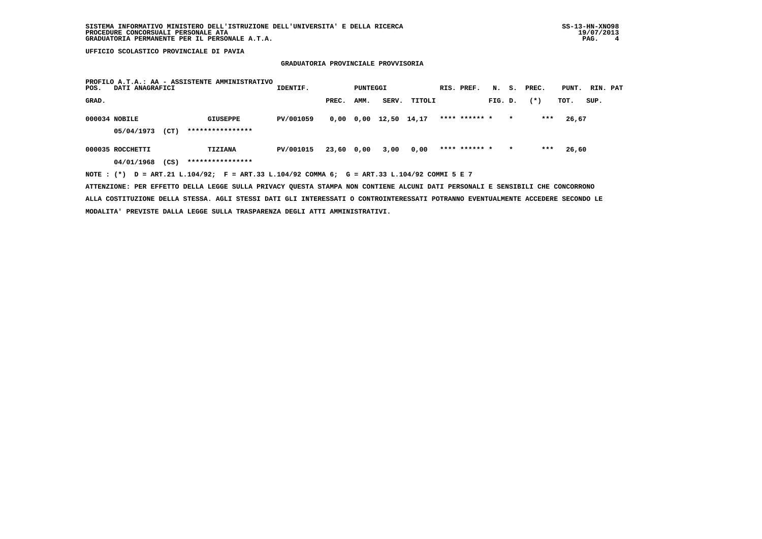**UFFICIO SCOLASTICO PROVINCIALE DI PAVIA**

## GRADUATORIA PROVINCIALE PROVVISORIA

**PROFILO A.T.A.: AA - ASSISTENTE AMMINISTRATIVO**

| POS. GRAD. | DATI ANAGRAFICI | | IDENTIF. | PUNTEGGI PREC. | AMM. | SERV. | TITOLI | RIS. | PREF. | N. FIG. | S. D. | PREC. (*) | PUNT. TOT. | RIN. SUP. | PAT |
|---|---|---|---|---|---|---|---|---|---|---|---|---|---|---|---|
| 000034 | NOBILE | GIUSEPPE | PV/001059 | 0,00 | 0,00 | 12,50 | 14,17 | **** | ****** | * | * | *** | 26,67 | | |
| | 05/04/1973 (CT) | **************** | | | | | | | | | | | | | |
| 000035 | ROCCHETTI | TIZIANA | PV/001015 | 23,60 | 0,00 | 3,00 | 0,00 | **** | ****** | * | * | *** | 26,60 | | |
| | 04/01/1968 (CS) | **************** | | | | | | | | | | | | | |

NOTE : (*) D = ART.21 L.104/92; F = ART.33 L.104/92 COMMA 6; G = ART.33 L.104/92 COMMI 5 E 7

ATTENZIONE: PER EFFETTO DELLA LEGGE SULLA PRIVACY QUESTA STAMPA NON CONTIENE ALCUNI DATI PERSONALI E SENSIBILI CHE CONCORRONO ALLA COSTITUZIONE DELLA STESSA. AGLI STESSI DATI GLI INTERESSATI O CONTROINTERESSATI POTRANNO EVENTUALMENTE ACCEDERE SECONDO LE MODALITA' PREVISTE DALLA LEGGE SULLA TRASPARENZA DEGLI ATTI AMMINISTRATIVI.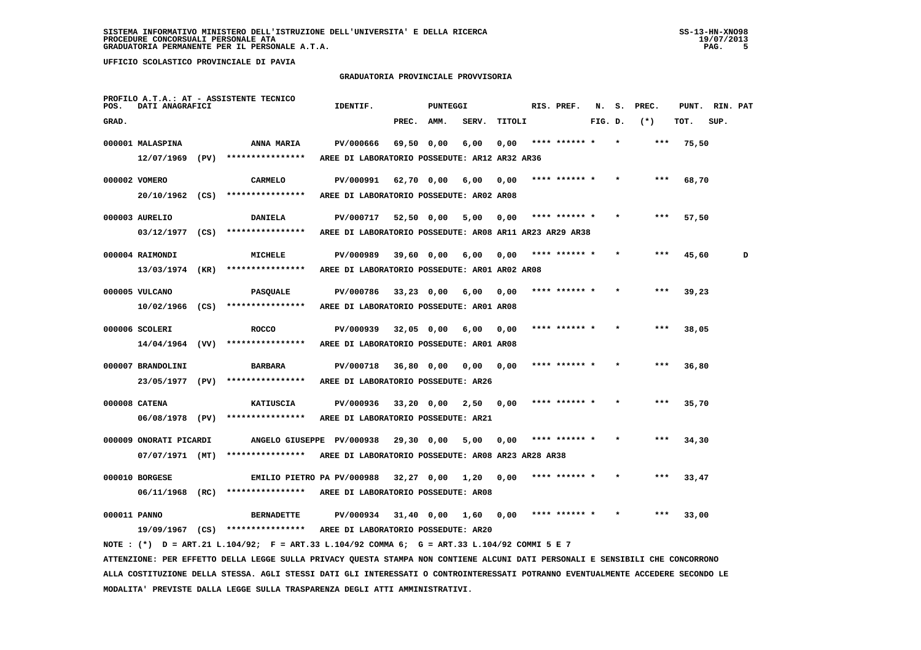SISTEMA INFORMATIVO MINISTERO DELL'ISTRUZIONE DELL'UNIVERSITA' E DELLA RICERCA
PROCEDURE CONCORSUALI PERSONALE ATA
GRADUATORIA PERMANENTE PER IL PERSONALE A.T.A.

UFFICIO SCOLASTICO PROVINCIALE DI PAVIA

## GRADUATORIA PROVINCIALE PROVVISORIA

PROFILO A.T.A.: AT - ASSISTENTE TECNICO

| GRAD. | DATI ANAGRAFICI | | IDENTIF. | PREC. | AMM. | SERV. | TITOLI | RIS. PREF. | FIG. | D. | (*) | PUNT. TOT. | RIN. SUP. | PAT |
|---|---|---|---|---|---|---|---|---|---|---|---|---|---|---|
| 000001 | MALASPINA | ANNA MARIA | PV/000666 | 69,50 | 0,00 | 6,00 | 0,00 | **** ****** * | | * | *** | 75,50 | | |
| | 12/07/1969 (PV) | **************** | AREE DI LABORATORIO POSSEDUTE: AR12 AR32 AR36 | | | | | | | | | | | |
| 000002 | VOMERO | CARMELO | PV/000991 | 62,70 | 0,00 | 6,00 | 0,00 | **** ****** * | | * | *** | 68,70 | | |
| | 20/10/1962 (CS) | **************** | AREE DI LABORATORIO POSSEDUTE: AR02 AR08 | | | | | | | | | | | |
| 000003 | AURELIO | DANIELA | PV/000717 | 52,50 | 0,00 | 5,00 | 0,00 | **** ****** * | | * | *** | 57,50 | | |
| | 03/12/1977 (CS) | **************** | AREE DI LABORATORIO POSSEDUTE: AR08 AR11 AR23 AR29 AR38 | | | | | | | | | | | |
| 000004 | RAIMONDI | MICHELE | PV/000989 | 39,60 | 0,00 | 6,00 | 0,00 | **** ****** * | | * | *** | 45,60 | | D |
| | 13/03/1974 (KR) | **************** | AREE DI LABORATORIO POSSEDUTE: AR01 AR02 AR08 | | | | | | | | | | | |
| 000005 | VULCANO | PASQUALE | PV/000786 | 33,23 | 0,00 | 6,00 | 0,00 | **** ****** * | | * | *** | 39,23 | | |
| | 10/02/1966 (CS) | **************** | AREE DI LABORATORIO POSSEDUTE: AR01 AR08 | | | | | | | | | | | |
| 000006 | SCOLERI | ROCCO | PV/000939 | 32,05 | 0,00 | 6,00 | 0,00 | **** ****** * | | * | *** | 38,05 | | |
| | 14/04/1964 (VV) | **************** | AREE DI LABORATORIO POSSEDUTE: AR01 AR08 | | | | | | | | | | | |
| 000007 | BRANDOLINI | BARBARA | PV/000718 | 36,80 | 0,00 | 0,00 | 0,00 | **** ****** * | | * | *** | 36,80 | | |
| | 23/05/1977 (PV) | **************** | AREE DI LABORATORIO POSSEDUTE: AR26 | | | | | | | | | | | |
| 000008 | CATENA | KATIUSCIA | PV/000936 | 33,20 | 0,00 | 2,50 | 0,00 | **** ****** * | | * | *** | 35,70 | | |
| | 06/08/1978 (PV) | **************** | AREE DI LABORATORIO POSSEDUTE: AR21 | | | | | | | | | | | |
| 000009 | ONORATI PICARDI | ANGELO GIUSEPPE | PV/000938 | 29,30 | 0,00 | 5,00 | 0,00 | **** ****** * | | * | *** | 34,30 | | |
| | 07/07/1971 (MT) | **************** | AREE DI LABORATORIO POSSEDUTE: AR08 AR23 AR28 AR38 | | | | | | | | | | | |
| 000010 | BORGESE | EMILIO PIETRO PA | PV/000988 | 32,27 | 0,00 | 1,20 | 0,00 | **** ****** * | | * | *** | 33,47 | | |
| | 06/11/1968 (RC) | **************** | AREE DI LABORATORIO POSSEDUTE: AR08 | | | | | | | | | | | |
| 000011 | PANNO | BERNADETTE | PV/000934 | 31,40 | 0,00 | 1,60 | 0,00 | **** ****** * | | * | *** | 33,00 | | |
| | 19/09/1967 (CS) | **************** | AREE DI LABORATORIO POSSEDUTE: AR20 | | | | | | | | | | | |

NOTE : (*) D = ART.21 L.104/92; F = ART.33 L.104/92 COMMA 6; G = ART.33 L.104/92 COMMI 5 E 7

ATTENZIONE: PER EFFETTO DELLA LEGGE SULLA PRIVACY QUESTA STAMPA NON CONTIENE ALCUNI DATI PERSONALI E SENSIBILI CHE CONCORRONO ALLA COSTITUZIONE DELLA STESSA. AGLI STESSI DATI GLI INTERESSATI O CONTROINTERESSATI POTRANNO EVENTUALMENTE ACCEDERE SECONDO LE MODALITA' PREVISTE DALLA LEGGE SULLA TRASPARENZA DEGLI ATTI AMMINISTRATIVI.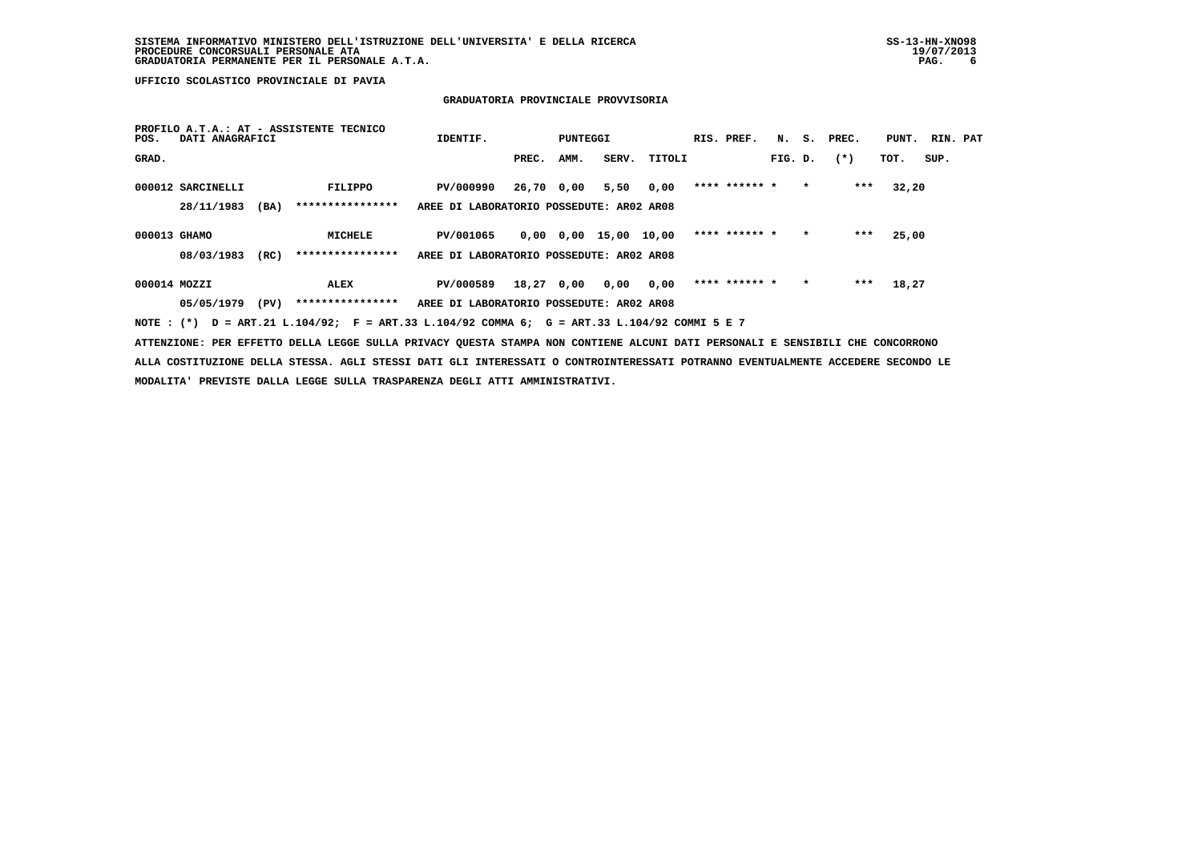**UFFICIO SCOLASTICO PROVINCIALE DI PAVIA**

## GRADUATORIA PROVINCIALE PROVVISORIA

**PROFILO A.T.A.: AT - ASSISTENTE TECNICO**

| POS. GRAD. | DATI ANAGRAFICI | | IDENTIF. | PUNTEGGI PREC. | AMM. | SERV. | TITOLI | RIS. | PREF. | N. FIG. | S. D. | PREC. (*) | PUNT. TOT. | RIN. SUP. | PAT |
|---|---|---|---|---|---|---|---|---|---|---|---|---|---|---|---|
| 000012 | SARCINELLI | FILIPPO | PV/000990 | 26,70 | 0,00 | 5,50 | 0,00 | **** | ****** | * | * | *** | 32,20 | | |
| | 28/11/1983 (BA) | **************** | AREE DI LABORATORIO POSSEDUTE: AR02 AR08 | | | | | | | | | | | | |
| 000013 | GHAMO | MICHELE | PV/001065 | 0,00 | 0,00 | 15,00 | 10,00 | **** | ****** | * | * | *** | 25,00 | | |
| | 08/03/1983 (RC) | **************** | AREE DI LABORATORIO POSSEDUTE: AR02 AR08 | | | | | | | | | | | | |
| 000014 | MOZZI | ALEX | PV/000589 | 18,27 | 0,00 | 0,00 | 0,00 | **** | ****** | * | * | *** | 18,27 | | |
| | 05/05/1979 (PV) | **************** | AREE DI LABORATORIO POSSEDUTE: AR02 AR08 | | | | | | | | | | | | |

NOTE : (*) D = ART.21 L.104/92; F = ART.33 L.104/92 COMMA 6; G = ART.33 L.104/92 COMMI 5 E 7

ATTENZIONE: PER EFFETTO DELLA LEGGE SULLA PRIVACY QUESTA STAMPA NON CONTIENE ALCUNI DATI PERSONALI E SENSIBILI CHE CONCORRONO ALLA COSTITUZIONE DELLA STESSA. AGLI STESSI DATI GLI INTERESSATI O CONTROINTERESSATI POTRANNO EVENTUALMENTE ACCEDERE SECONDO LE MODALITA' PREVISTE DALLA LEGGE SULLA TRASPARENZA DEGLI ATTI AMMINISTRATIVI.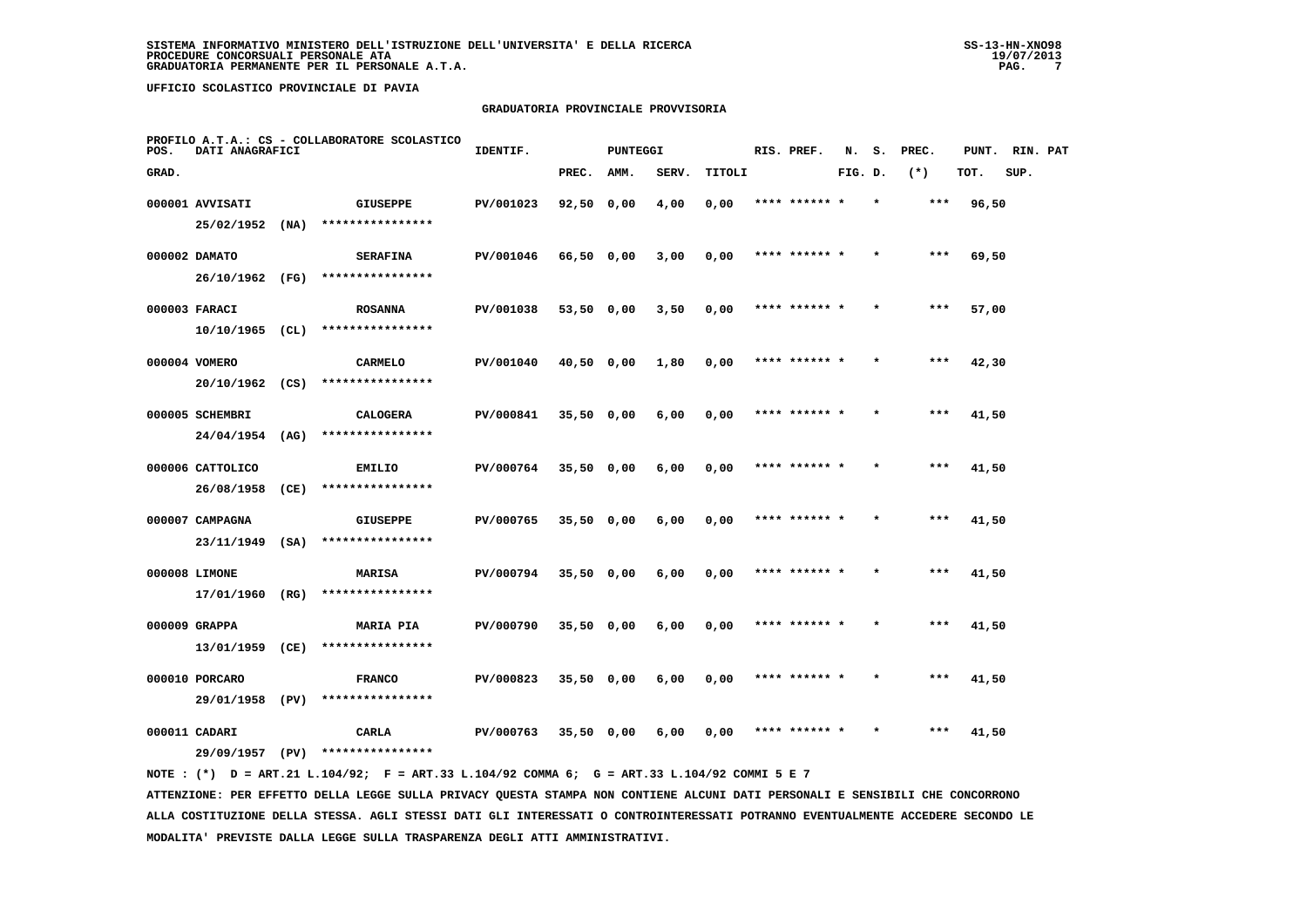SISTEMA INFORMATIVO MINISTERO DELL'ISTRUZIONE DELL'UNIVERSITA' E DELLA RICERCA
PROCEDURE CONCORSUALI PERSONALE ATA
GRADUATORIA PERMANENTE PER IL PERSONALE A.T.A.

SS-13-HN-XNO98
19/07/2013

UFFICIO SCOLASTICO PROVINCIALE DI PAVIA

## GRADUATORIA PROVINCIALE PROVVISORIA

PROFILO A.T.A.: CS - COLLABORATORE SCOLASTICO

| POS. GRAD. | DATI ANAGRAFICI | | IDENTIF. | PUNTEGGI PREC. | AMM. | SERV. | TITOLI | RIS. PREF. | N. FIG. | S. D. | PREC. (*) | PUNT. TOT. | RIN. SUP. | PAT |
|---|---|---|---|---|---|---|---|---|---|---|---|---|---|---|
| 000001 | AVVISATI 25/02/1952 (NA) | GIUSEPPE **************** | PV/001023 | 92,50 | 0,00 | 4,00 | 0,00 | **** ****** | * | * | *** | 96,50 | | |
| 000002 | DAMATO 26/10/1962 (FG) | SERAFINA **************** | PV/001046 | 66,50 | 0,00 | 3,00 | 0,00 | **** ****** | * | * | *** | 69,50 | | |
| 000003 | FARACI 10/10/1965 (CL) | ROSANNA **************** | PV/001038 | 53,50 | 0,00 | 3,50 | 0,00 | **** ****** | * | * | *** | 57,00 | | |
| 000004 | VOMERO 20/10/1962 (CS) | CARMELO **************** | PV/001040 | 40,50 | 0,00 | 1,80 | 0,00 | **** ****** | * | * | *** | 42,30 | | |
| 000005 | SCHEMBRI 24/04/1954 (AG) | CALOGERA **************** | PV/000841 | 35,50 | 0,00 | 6,00 | 0,00 | **** ****** | * | * | *** | 41,50 | | |
| 000006 | CATTOLICO 26/08/1958 (CE) | EMILIO **************** | PV/000764 | 35,50 | 0,00 | 6,00 | 0,00 | **** ****** | * | * | *** | 41,50 | | |
| 000007 | CAMPAGNA 23/11/1949 (SA) | GIUSEPPE **************** | PV/000765 | 35,50 | 0,00 | 6,00 | 0,00 | **** ****** | * | * | *** | 41,50 | | |
| 000008 | LIMONE 17/01/1960 (RG) | MARISA **************** | PV/000794 | 35,50 | 0,00 | 6,00 | 0,00 | **** ****** | * | * | *** | 41,50 | | |
| 000009 | GRAPPA 13/01/1959 (CE) | MARIA PIA **************** | PV/000790 | 35,50 | 0,00 | 6,00 | 0,00 | **** ****** | * | * | *** | 41,50 | | |
| 000010 | PORCARO 29/01/1958 (PV) | FRANCO **************** | PV/000823 | 35,50 | 0,00 | 6,00 | 0,00 | **** ****** | * | * | *** | 41,50 | | |
| 000011 | CADARI 29/09/1957 (PV) | CARLA **************** | PV/000763 | 35,50 | 0,00 | 6,00 | 0,00 | **** ****** | * | * | *** | 41,50 | | |

NOTE : (*) D = ART.21 L.104/92; F = ART.33 L.104/92 COMMA 6; G = ART.33 L.104/92 COMMI 5 E 7

ATTENZIONE: PER EFFETTO DELLA LEGGE SULLA PRIVACY QUESTA STAMPA NON CONTIENE ALCUNI DATI PERSONALI E SENSIBILI CHE CONCORRONO ALLA COSTITUZIONE DELLA STESSA. AGLI STESSI DATI GLI INTERESSATI O CONTROINTERESSATI POTRANNO EVENTUALMENTE ACCEDERE SECONDO LE MODALITA' PREVISTE DALLA LEGGE SULLA TRASPARENZA DEGLI ATTI AMMINISTRATIVI.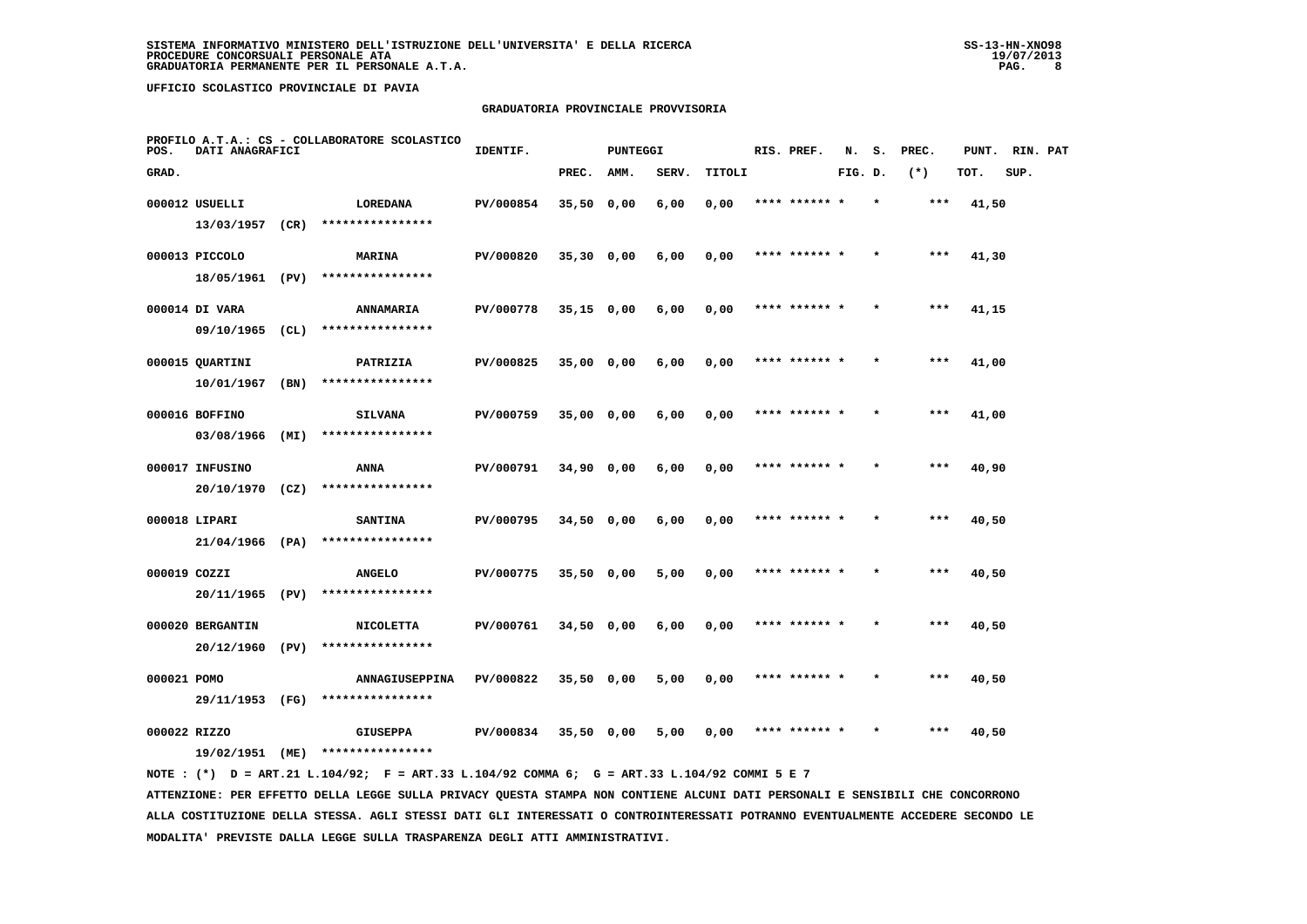SISTEMA INFORMATIVO MINISTERO DELL'ISTRUZIONE DELL'UNIVERSITA' E DELLA RICERCA
PROCEDURE CONCORSUALI PERSONALE ATA
GRADUATORIA PERMANENTE PER IL PERSONALE A.T.A.

UFFICIO SCOLASTICO PROVINCIALE DI PAVIA

GRADUATORIA PROVINCIALE PROVVISORIA

PROFILO A.T.A.: CS - COLLABORATORE SCOLASTICO

| POS. GRAD. | DATI ANAGRAFICI | | IDENTIF. | PUNTEGGI PREC. | AMM. | SERV. | TITOLI | RIS. PREF. | N. S. FIG. D. | PREC. (*) | PUNT. TOT. | RIN. PAT SUP. |
|---|---|---|---|---|---|---|---|---|---|---|---|---|
| 000012 | USUELLI 13/03/1957 (CR) | LOREDANA **************** | PV/000854 | 35,50 | 0,00 | 6,00 | 0,00 | **** ****** * | * | *** | 41,50 | |
| 000013 | PICCOLO 18/05/1961 (PV) | MARINA **************** | PV/000820 | 35,30 | 0,00 | 6,00 | 0,00 | **** ****** * | * | *** | 41,30 | |
| 000014 | DI VARA 09/10/1965 (CL) | ANNAMARIA **************** | PV/000778 | 35,15 | 0,00 | 6,00 | 0,00 | **** ****** * | * | *** | 41,15 | |
| 000015 | QUARTINI 10/01/1967 (BN) | PATRIZIA **************** | PV/000825 | 35,00 | 0,00 | 6,00 | 0,00 | **** ****** * | * | *** | 41,00 | |
| 000016 | BOFFINO 03/08/1966 (MI) | SILVANA **************** | PV/000759 | 35,00 | 0,00 | 6,00 | 0,00 | **** ****** * | * | *** | 41,00 | |
| 000017 | INFUSINO 20/10/1970 (CZ) | ANNA **************** | PV/000791 | 34,90 | 0,00 | 6,00 | 0,00 | **** ****** * | * | *** | 40,90 | |
| 000018 | LIPARI 21/04/1966 (PA) | SANTINA **************** | PV/000795 | 34,50 | 0,00 | 6,00 | 0,00 | **** ****** * | * | *** | 40,50 | |
| 000019 | COZZI 20/11/1965 (PV) | ANGELO **************** | PV/000775 | 35,50 | 0,00 | 5,00 | 0,00 | **** ****** * | * | *** | 40,50 | |
| 000020 | BERGANTIN 20/12/1960 (PV) | NICOLETTA **************** | PV/000761 | 34,50 | 0,00 | 6,00 | 0,00 | **** ****** * | * | *** | 40,50 | |
| 000021 | POMO 29/11/1953 (FG) | ANNAGIUSEPPINA **************** | PV/000822 | 35,50 | 0,00 | 5,00 | 0,00 | **** ****** * | * | *** | 40,50 | |
| 000022 | RIZZO 19/02/1951 (ME) | GIUSEPPA **************** | PV/000834 | 35,50 | 0,00 | 5,00 | 0,00 | **** ****** * | * | *** | 40,50 | |

NOTE : (*) D = ART.21 L.104/92; F = ART.33 L.104/92 COMMA 6; G = ART.33 L.104/92 COMMI 5 E 7

ATTENZIONE: PER EFFETTO DELLA LEGGE SULLA PRIVACY QUESTA STAMPA NON CONTIENE ALCUNI DATI PERSONALI E SENSIBILI CHE CONCORRONO ALLA COSTITUZIONE DELLA STESSA. AGLI STESSI DATI GLI INTERESSATI O CONTROINTERESSATI POTRANNO EVENTUALMENTE ACCEDERE SECONDO LE MODALITA' PREVISTE DALLA LEGGE SULLA TRASPARENZA DEGLI ATTI AMMINISTRATIVI.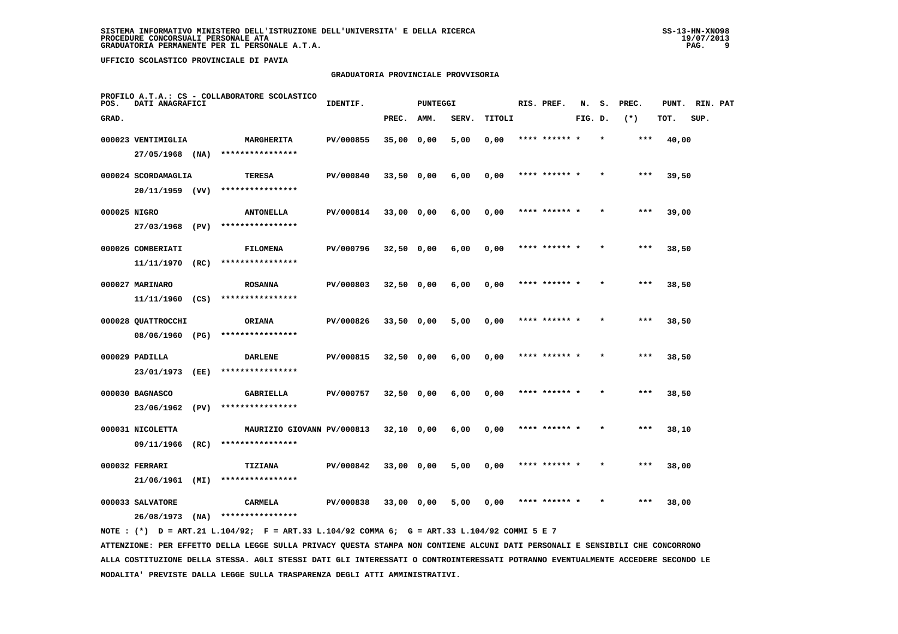SISTEMA INFORMATIVO MINISTERO DELL'ISTRUZIONE DELL'UNIVERSITA' E DELLA RICERCA
PROCEDURE CONCORSUALI PERSONALE ATA
GRADUATORIA PERMANENTE PER IL PERSONALE A.T.A.

SS-13-HN-XNO98
19/07/2013

UFFICIO SCOLASTICO PROVINCIALE DI PAVIA

GRADUATORIA PROVINCIALE PROVVISORIA

PROFILO A.T.A.: CS - COLLABORATORE SCOLASTICO

| POS. GRAD. | DATI ANAGRAFICI | | IDENTIF. | PUNTEGGI PREC. | AMM. | SERV. | TITOLI | RIS. PREF. | N. FIG. | S. D. | PREC. (*) | PUNT. TOT. | RIN. SUP. | PAT |
|---|---|---|---|---|---|---|---|---|---|---|---|---|---|---|
| 000023 | VENTIMIGLIA 27/05/1968 (NA) | MARGHERITA **************** | PV/000855 | 35,00 | 0,00 | 5,00 | 0,00 | **** ****** | * | * | *** | 40,00 | | |
| 000024 | SCORDAMAGLIA 20/11/1959 (VV) | TERESA **************** | PV/000840 | 33,50 | 0,00 | 6,00 | 0,00 | **** ****** | * | * | *** | 39,50 | | |
| 000025 | NIGRO 27/03/1968 (PV) | ANTONELLA **************** | PV/000814 | 33,00 | 0,00 | 6,00 | 0,00 | **** ****** | * | * | *** | 39,00 | | |
| 000026 | COMBERIATI 11/11/1970 (RC) | FILOMENA **************** | PV/000796 | 32,50 | 0,00 | 6,00 | 0,00 | **** ****** | * | * | *** | 38,50 | | |
| 000027 | MARINARO 11/11/1960 (CS) | ROSANNA **************** | PV/000803 | 32,50 | 0,00 | 6,00 | 0,00 | **** ****** | * | * | *** | 38,50 | | |
| 000028 | QUATTROCCHI 08/06/1960 (PG) | ORIANA **************** | PV/000826 | 33,50 | 0,00 | 5,00 | 0,00 | **** ****** | * | * | *** | 38,50 | | |
| 000029 | PADILLA 23/01/1973 (EE) | DARLENE **************** | PV/000815 | 32,50 | 0,00 | 6,00 | 0,00 | **** ****** | * | * | *** | 38,50 | | |
| 000030 | BAGNASCO 23/06/1962 (PV) | GABRIELLA **************** | PV/000757 | 32,50 | 0,00 | 6,00 | 0,00 | **** ****** | * | * | *** | 38,50 | | |
| 000031 | NICOLETTA 09/11/1966 (RC) | MAURIZIO GIOVANN **************** | PV/000813 | 32,10 | 0,00 | 6,00 | 0,00 | **** ****** | * | * | *** | 38,10 | | |
| 000032 | FERRARI 21/06/1961 (MI) | TIZIANA **************** | PV/000842 | 33,00 | 0,00 | 5,00 | 0,00 | **** ****** | * | * | *** | 38,00 | | |
| 000033 | SALVATORE 26/08/1973 (NA) | CARMELA **************** | PV/000838 | 33,00 | 0,00 | 5,00 | 0,00 | **** ****** | * | * | *** | 38,00 | | |

NOTE : (*) D = ART.21 L.104/92; F = ART.33 L.104/92 COMMA 6; G = ART.33 L.104/92 COMMI 5 E 7

ATTENZIONE: PER EFFETTO DELLA LEGGE SULLA PRIVACY QUESTA STAMPA NON CONTIENE ALCUNI DATI PERSONALI E SENSIBILI CHE CONCORRONO ALLA COSTITUZIONE DELLA STESSA. AGLI STESSI DATI GLI INTERESSATI O CONTROINTERESSATI POTRANNO EVENTUALMENTE ACCEDERE SECONDO LE MODALITA' PREVISTE DALLA LEGGE SULLA TRASPARENZA DEGLI ATTI AMMINISTRATIVI.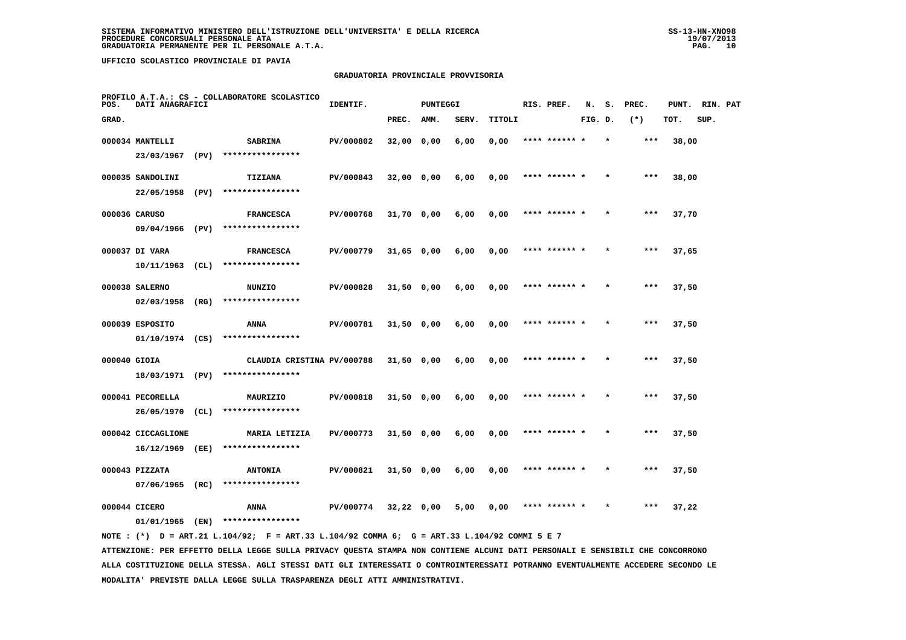UFFICIO SCOLASTICO PROVINCIALE DI PAVIA

## GRADUATORIA PROVINCIALE PROVVISORIA

PROFILO A.T.A.: CS - COLLABORATORE SCOLASTICO

| POS. GRAD. | DATI ANAGRAFICI | | IDENTIF. | PUNTEGGI PREC. | AMM. | SERV. | TITOLI | RIS. PREF. | N. S. FIG. D. | PREC. (*) | PUNT. TOT. | RIN. PAT SUP. |
|---|---|---|---|---|---|---|---|---|---|---|---|---|
| 000034 | MANTELLI 23/03/1967 (PV) | SABRINA **************** | PV/000802 | 32,00 | 0,00 | 6,00 | 0,00 | **** ****** * | * | *** | 38,00 | |
| 000035 | SANDOLINI 22/05/1958 (PV) | TIZIANA **************** | PV/000843 | 32,00 | 0,00 | 6,00 | 0,00 | **** ****** * | * | *** | 38,00 | |
| 000036 | CARUSO 09/04/1966 (PV) | FRANCESCA **************** | PV/000768 | 31,70 | 0,00 | 6,00 | 0,00 | **** ****** * | * | *** | 37,70 | |
| 000037 | DI VARA 10/11/1963 (CL) | FRANCESCA **************** | PV/000779 | 31,65 | 0,00 | 6,00 | 0,00 | **** ****** * | * | *** | 37,65 | |
| 000038 | SALERNO 02/03/1958 (RG) | NUNZIO **************** | PV/000828 | 31,50 | 0,00 | 6,00 | 0,00 | **** ****** * | * | *** | 37,50 | |
| 000039 | ESPOSITO 01/10/1974 (CS) | ANNA **************** | PV/000781 | 31,50 | 0,00 | 6,00 | 0,00 | **** ****** * | * | *** | 37,50 | |
| 000040 | GIOIA 18/03/1971 (PV) | CLAUDIA CRISTINA **************** | PV/000788 | 31,50 | 0,00 | 6,00 | 0,00 | **** ****** * | * | *** | 37,50 | |
| 000041 | PECORELLA 26/05/1970 (CL) | MAURIZIO **************** | PV/000818 | 31,50 | 0,00 | 6,00 | 0,00 | **** ****** * | * | *** | 37,50 | |
| 000042 | CICCAGLIONE 16/12/1969 (EE) | MARIA LETIZIA **************** | PV/000773 | 31,50 | 0,00 | 6,00 | 0,00 | **** ****** * | * | *** | 37,50 | |
| 000043 | PIZZATA 07/06/1965 (RC) | ANTONIA **************** | PV/000821 | 31,50 | 0,00 | 6,00 | 0,00 | **** ****** * | * | *** | 37,50 | |
| 000044 | CICERO 01/01/1965 (EN) | ANNA **************** | PV/000774 | 32,22 | 0,00 | 5,00 | 0,00 | **** ****** * | * | *** | 37,22 | |

NOTE : (*) D = ART.21 L.104/92; F = ART.33 L.104/92 COMMA 6; G = ART.33 L.104/92 COMMI 5 E 7

ATTENZIONE: PER EFFETTO DELLA LEGGE SULLA PRIVACY QUESTA STAMPA NON CONTIENE ALCUNI DATI PERSONALI E SENSIBILI CHE CONCORRONO ALLA COSTITUZIONE DELLA STESSA. AGLI STESSI DATI GLI INTERESSATI O CONTROINTERESSATI POTRANNO EVENTUALMENTE ACCEDERE SECONDO LE MODALITA' PREVISTE DALLA LEGGE SULLA TRASPARENZA DEGLI ATTI AMMINISTRATIVI.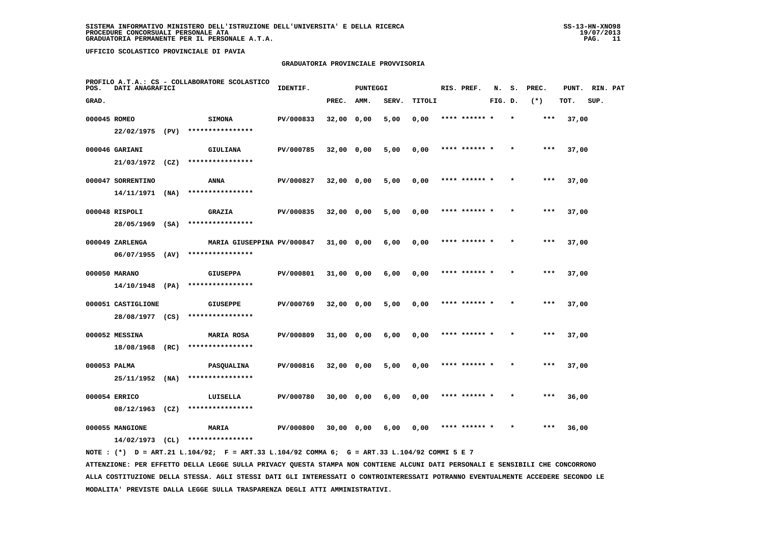SISTEMA INFORMATIVO MINISTERO DELL'ISTRUZIONE DELL'UNIVERSITA' E DELLA RICERCA
PROCEDURE CONCORSUALI PERSONALE ATA
GRADUATORIA PERMANENTE PER IL PERSONALE A.T.A.

UFFICIO SCOLASTICO PROVINCIALE DI PAVIA

## GRADUATORIA PROVINCIALE PROVVISORIA

PROFILO A.T.A.: CS - COLLABORATORE SCOLASTICO

| POS. GRAD. | DATI ANAGRAFICI | | IDENTIF. | PUNTEGGI PREC. | AMM. | SERV. | TITOLI | RIS. PREF. | N. FIG. | S. D. | PREC. (*) | PUNT. TOT. | RIN. SUP. | PAT |
|---|---|---|---|---|---|---|---|---|---|---|---|---|---|---|
| 000045 | ROMEO 22/02/1975 (PV) | SIMONA **************** | PV/000833 | 32,00 | 0,00 | 5,00 | 0,00 | **** ****** | * | * | *** | 37,00 | | |
| 000046 | GARIANI 21/03/1972 (CZ) | GIULIANA **************** | PV/000785 | 32,00 | 0,00 | 5,00 | 0,00 | **** ****** | * | * | *** | 37,00 | | |
| 000047 | SORRENTINO 14/11/1971 (NA) | ANNA **************** | PV/000827 | 32,00 | 0,00 | 5,00 | 0,00 | **** ****** | * | * | *** | 37,00 | | |
| 000048 | RISPOLI 28/05/1969 (SA) | GRAZIA **************** | PV/000835 | 32,00 | 0,00 | 5,00 | 0,00 | **** ****** | * | * | *** | 37,00 | | |
| 000049 | ZARLENGA 06/07/1955 (AV) | MARIA GIUSEPPINA **************** | PV/000847 | 31,00 | 0,00 | 6,00 | 0,00 | **** ****** | * | * | *** | 37,00 | | |
| 000050 | MARANO 14/10/1948 (PA) | GIUSEPPA **************** | PV/000801 | 31,00 | 0,00 | 6,00 | 0,00 | **** ****** | * | * | *** | 37,00 | | |
| 000051 | CASTIGLIONE 28/08/1977 (CS) | GIUSEPPE **************** | PV/000769 | 32,00 | 0,00 | 5,00 | 0,00 | **** ****** | * | * | *** | 37,00 | | |
| 000052 | MESSINA 18/08/1968 (RC) | MARIA ROSA **************** | PV/000809 | 31,00 | 0,00 | 6,00 | 0,00 | **** ****** | * | * | *** | 37,00 | | |
| 000053 | PALMA 25/11/1952 (NA) | PASQUALINA **************** | PV/000816 | 32,00 | 0,00 | 5,00 | 0,00 | **** ****** | * | * | *** | 37,00 | | |
| 000054 | ERRICO 08/12/1963 (CZ) | LUISELLA **************** | PV/000780 | 30,00 | 0,00 | 6,00 | 0,00 | **** ****** | * | * | *** | 36,00 | | |
| 000055 | MANGIONE 14/02/1973 (CL) | MARIA **************** | PV/000800 | 30,00 | 0,00 | 6,00 | 0,00 | **** ****** | * | * | *** | 36,00 | | |

NOTE : (*) D = ART.21 L.104/92; F = ART.33 L.104/92 COMMA 6; G = ART.33 L.104/92 COMMI 5 E 7

ATTENZIONE: PER EFFETTO DELLA LEGGE SULLA PRIVACY QUESTA STAMPA NON CONTIENE ALCUNI DATI PERSONALI E SENSIBILI CHE CONCORRONO ALLA COSTITUZIONE DELLA STESSA. AGLI STESSI DATI GLI INTERESSATI O CONTROINTERESSATI POTRANNO EVENTUALMENTE ACCEDERE SECONDO LE MODALITA' PREVISTE DALLA LEGGE SULLA TRASPARENZA DEGLI ATTI AMMINISTRATIVI.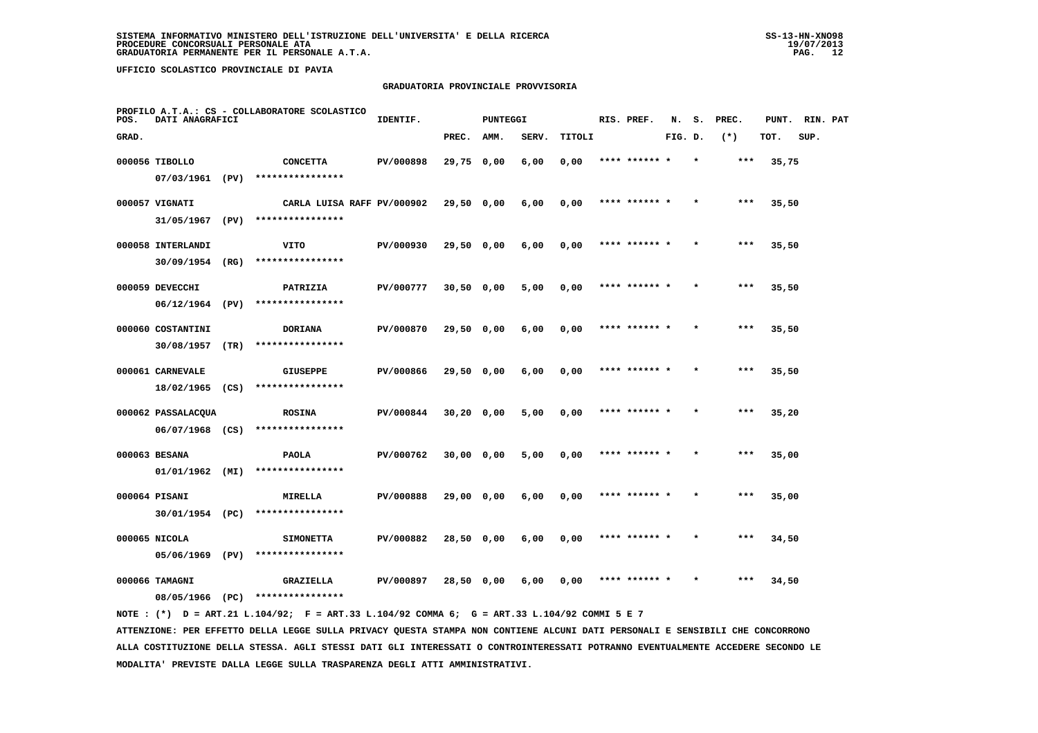SISTEMA INFORMATIVO MINISTERO DELL'ISTRUZIONE DELL'UNIVERSITA' E DELLA RICERCA
PROCEDURE CONCORSUALI PERSONALE ATA
GRADUATORIA PERMANENTE PER IL PERSONALE A.T.A.

UFFICIO SCOLASTICO PROVINCIALE DI PAVIA

GRADUATORIA PROVINCIALE PROVVISORIA

PROFILO A.T.A.: CS - COLLABORATORE SCOLASTICO

| POS. GRAD. | DATI ANAGRAFICI | | IDENTIF. | PUNTEGGI PREC. | AMM. | SERV. | TITOLI | RIS. PREF. | N. S. FIG. D. | PREC. (*) | PUNT. TOT. | RIN. PAT SUP. |
|---|---|---|---|---|---|---|---|---|---|---|---|---|
| 000056 | TIBOLLO 07/03/1961 (PV) | CONCETTA **************** | PV/000898 | 29,75 | 0,00 | 6,00 | 0,00 | **** ****** * | * | *** | 35,75 | |
| 000057 | VIGNATI 31/05/1967 (PV) | CARLA LUISA RAFF **************** | PV/000902 | 29,50 | 0,00 | 6,00 | 0,00 | **** ****** * | * | *** | 35,50 | |
| 000058 | INTERLANDI 30/09/1954 (RG) | VITO **************** | PV/000930 | 29,50 | 0,00 | 6,00 | 0,00 | **** ****** * | * | *** | 35,50 | |
| 000059 | DEVECCHI 06/12/1964 (PV) | PATRIZIA **************** | PV/000777 | 30,50 | 0,00 | 5,00 | 0,00 | **** ****** * | * | *** | 35,50 | |
| 000060 | COSTANTINI 30/08/1957 (TR) | DORIANA **************** | PV/000870 | 29,50 | 0,00 | 6,00 | 0,00 | **** ****** * | * | *** | 35,50 | |
| 000061 | CARNEVALE 18/02/1965 (CS) | GIUSEPPE **************** | PV/000866 | 29,50 | 0,00 | 6,00 | 0,00 | **** ****** * | * | *** | 35,50 | |
| 000062 | PASSALACQUA 06/07/1968 (CS) | ROSINA **************** | PV/000844 | 30,20 | 0,00 | 5,00 | 0,00 | **** ****** * | * | *** | 35,20 | |
| 000063 | BESANA 01/01/1962 (MI) | PAOLA **************** | PV/000762 | 30,00 | 0,00 | 5,00 | 0,00 | **** ****** * | * | *** | 35,00 | |
| 000064 | PISANI 30/01/1954 (PC) | MIRELLA **************** | PV/000888 | 29,00 | 0,00 | 6,00 | 0,00 | **** ****** * | * | *** | 35,00 | |
| 000065 | NICOLA 05/06/1969 (PV) | SIMONETTA **************** | PV/000882 | 28,50 | 0,00 | 6,00 | 0,00 | **** ****** * | * | *** | 34,50 | |
| 000066 | TAMAGNI 08/05/1966 (PC) | GRAZIELLA **************** | PV/000897 | 28,50 | 0,00 | 6,00 | 0,00 | **** ****** * | * | *** | 34,50 | |

NOTE : (*) D = ART.21 L.104/92; F = ART.33 L.104/92 COMMA 6; G = ART.33 L.104/92 COMMI 5 E 7

ATTENZIONE: PER EFFETTO DELLA LEGGE SULLA PRIVACY QUESTA STAMPA NON CONTIENE ALCUNI DATI PERSONALI E SENSIBILI CHE CONCORRONO ALLA COSTITUZIONE DELLA STESSA. AGLI STESSI DATI GLI INTERESSATI O CONTROINTERESSATI POTRANNO EVENTUALMENTE ACCEDERE SECONDO LE MODALITA' PREVISTE DALLA LEGGE SULLA TRASPARENZA DEGLI ATTI AMMINISTRATIVI.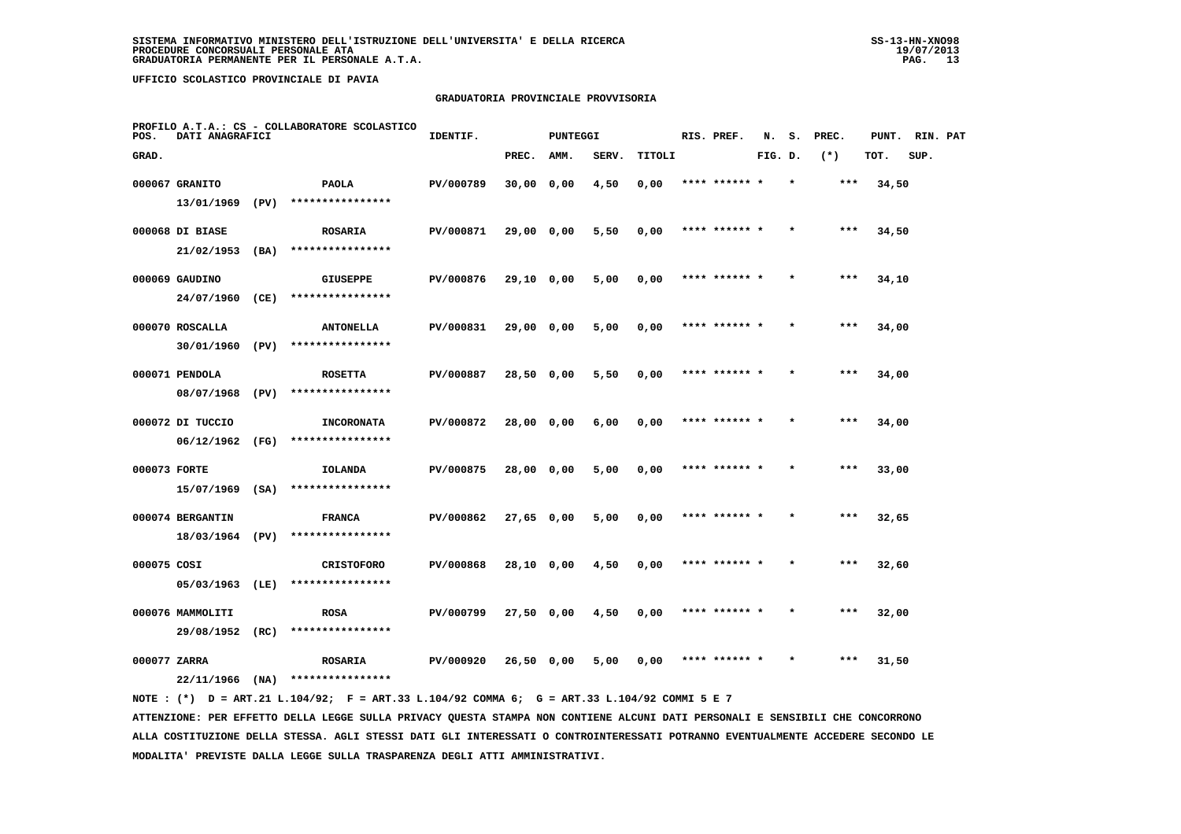SISTEMA INFORMATIVO MINISTERO DELL'ISTRUZIONE DELL'UNIVERSITA' E DELLA RICERCA
PROCEDURE CONCORSUALI PERSONALE ATA
GRADUATORIA PERMANENTE PER IL PERSONALE A.T.A.

SS-13-HN-XNO98
19/07/2013

UFFICIO SCOLASTICO PROVINCIALE DI PAVIA

GRADUATORIA PROVINCIALE PROVVISORIA

PROFILO A.T.A.: CS - COLLABORATORE SCOLASTICO

| POS. GRAD. | DATI ANAGRAFICI | | IDENTIF. | PUNTEGGI PREC. | AMM. | SERV. | TITOLI | RIS. PREF. | N. FIG. | S. D. | PREC. (*) | PUNT. TOT. | RIN. SUP. | PAT |
|---|---|---|---|---|---|---|---|---|---|---|---|---|---|---|
| 000067 | GRANITO 13/01/1969 (PV) | PAOLA **************** | PV/000789 | 30,00 | 0,00 | 4,50 | 0,00 | **** ****** * | | * | *** | 34,50 | | |
| 000068 | DI BIASE 21/02/1953 (BA) | ROSARIA **************** | PV/000871 | 29,00 | 0,00 | 5,50 | 0,00 | **** ****** * | | * | *** | 34,50 | | |
| 000069 | GAUDINO 24/07/1960 (CE) | GIUSEPPE **************** | PV/000876 | 29,10 | 0,00 | 5,00 | 0,00 | **** ****** * | | * | *** | 34,10 | | |
| 000070 | ROSCALLA 30/01/1960 (PV) | ANTONELLA **************** | PV/000831 | 29,00 | 0,00 | 5,00 | 0,00 | **** ****** * | | * | *** | 34,00 | | |
| 000071 | PENDOLA 08/07/1968 (PV) | ROSETTA **************** | PV/000887 | 28,50 | 0,00 | 5,50 | 0,00 | **** ****** * | | * | *** | 34,00 | | |
| 000072 | DI TUCCIO 06/12/1962 (FG) | INCORONATA **************** | PV/000872 | 28,00 | 0,00 | 6,00 | 0,00 | **** ****** * | | * | *** | 34,00 | | |
| 000073 | FORTE 15/07/1969 (SA) | IOLANDA **************** | PV/000875 | 28,00 | 0,00 | 5,00 | 0,00 | **** ****** * | | * | *** | 33,00 | | |
| 000074 | BERGANTIN 18/03/1964 (PV) | FRANCA **************** | PV/000862 | 27,65 | 0,00 | 5,00 | 0,00 | **** ****** * | | * | *** | 32,65 | | |
| 000075 | COSI 05/03/1963 (LE) | CRISTOFORO **************** | PV/000868 | 28,10 | 0,00 | 4,50 | 0,00 | **** ****** * | | * | *** | 32,60 | | |
| 000076 | MAMMOLITI 29/08/1952 (RC) | ROSA **************** | PV/000799 | 27,50 | 0,00 | 4,50 | 0,00 | **** ****** * | | * | *** | 32,00 | | |
| 000077 | ZARRA 22/11/1966 (NA) | ROSARIA **************** | PV/000920 | 26,50 | 0,00 | 5,00 | 0,00 | **** ****** * | | * | *** | 31,50 | | |

NOTE : (*) D = ART.21 L.104/92; F = ART.33 L.104/92 COMMA 6; G = ART.33 L.104/92 COMMI 5 E 7

ATTENZIONE: PER EFFETTO DELLA LEGGE SULLA PRIVACY QUESTA STAMPA NON CONTIENE ALCUNI DATI PERSONALI E SENSIBILI CHE CONCORRONO ALLA COSTITUZIONE DELLA STESSA. AGLI STESSI DATI GLI INTERESSATI O CONTROINTERESSATI POTRANNO EVENTUALMENTE ACCEDERE SECONDO LE MODALITA' PREVISTE DALLA LEGGE SULLA TRASPARENZA DEGLI ATTI AMMINISTRATIVI.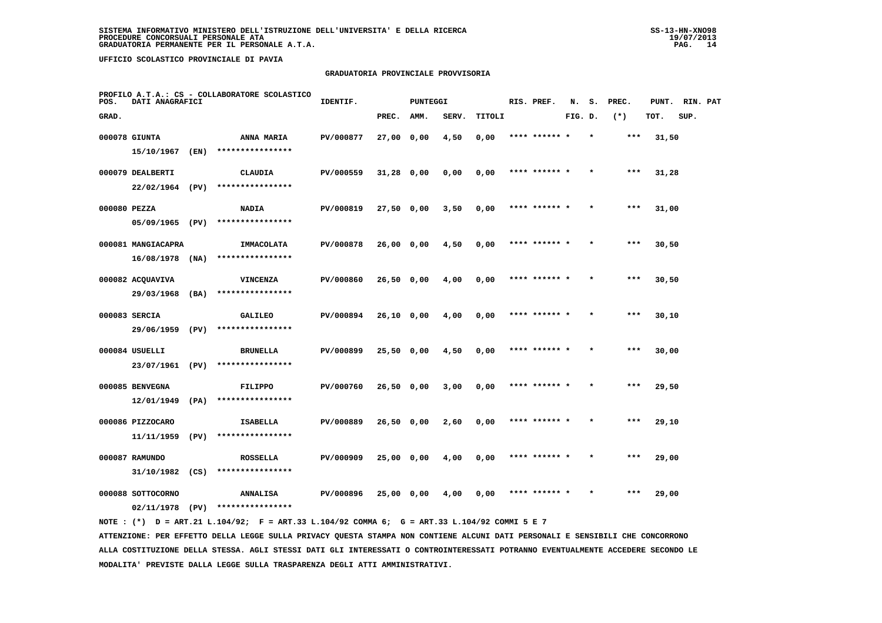SISTEMA INFORMATIVO MINISTERO DELL'ISTRUZIONE DELL'UNIVERSITA' E DELLA RICERCA
PROCEDURE CONCORSUALI PERSONALE ATA
GRADUATORIA PERMANENTE PER IL PERSONALE A.T.A.

UFFICIO SCOLASTICO PROVINCIALE DI PAVIA

GRADUATORIA PROVINCIALE PROVVISORIA

PROFILO A.T.A.: CS - COLLABORATORE SCOLASTICO

| POS. GRAD. | DATI ANAGRAFICI | | IDENTIF. | PUNTEGGI PREC. | AMM. | SERV. | TITOLI | RIS. PREF. | N. S. FIG. D. | PREC. (*) | PUNT. TOT. | RIN. PAT SUP. |
|---|---|---|---|---|---|---|---|---|---|---|---|---|
| 000078 | GIUNTA 15/10/1967 (EN) | ANNA MARIA **************** | PV/000877 | 27,00 | 0,00 | 4,50 | 0,00 | **** ****** * | * | *** | 31,50 | |
| 000079 | DEALBERTI 22/02/1964 (PV) | CLAUDIA **************** | PV/000559 | 31,28 | 0,00 | 0,00 | 0,00 | **** ****** * | * | *** | 31,28 | |
| 000080 | PEZZA 05/09/1965 (PV) | NADIA **************** | PV/000819 | 27,50 | 0,00 | 3,50 | 0,00 | **** ****** * | * | *** | 31,00 | |
| 000081 | MANGIACAPRA 16/08/1978 (NA) | IMMACOLATA **************** | PV/000878 | 26,00 | 0,00 | 4,50 | 0,00 | **** ****** * | * | *** | 30,50 | |
| 000082 | ACQUAVIVA 29/03/1968 (BA) | VINCENZA **************** | PV/000860 | 26,50 | 0,00 | 4,00 | 0,00 | **** ****** * | * | *** | 30,50 | |
| 000083 | SERCIA 29/06/1959 (PV) | GALILEO **************** | PV/000894 | 26,10 | 0,00 | 4,00 | 0,00 | **** ****** * | * | *** | 30,10 | |
| 000084 | USUELLI 23/07/1961 (PV) | BRUNELLA **************** | PV/000899 | 25,50 | 0,00 | 4,50 | 0,00 | **** ****** * | * | *** | 30,00 | |
| 000085 | BENVEGNA 12/01/1949 (PA) | FILIPPO **************** | PV/000760 | 26,50 | 0,00 | 3,00 | 0,00 | **** ****** * | * | *** | 29,50 | |
| 000086 | PIZZOCARO 11/11/1959 (PV) | ISABELLA **************** | PV/000889 | 26,50 | 0,00 | 2,60 | 0,00 | **** ****** * | * | *** | 29,10 | |
| 000087 | RAMUNDO 31/10/1982 (CS) | ROSSELLA **************** | PV/000909 | 25,00 | 0,00 | 4,00 | 0,00 | **** ****** * | * | *** | 29,00 | |
| 000088 | SOTTOCORNO 02/11/1978 (PV) | ANNALISA **************** | PV/000896 | 25,00 | 0,00 | 4,00 | 0,00 | **** ****** * | * | *** | 29,00 | |

NOTE : (*) D = ART.21 L.104/92; F = ART.33 L.104/92 COMMA 6; G = ART.33 L.104/92 COMMI 5 E 7

ATTENZIONE: PER EFFETTO DELLA LEGGE SULLA PRIVACY QUESTA STAMPA NON CONTIENE ALCUNI DATI PERSONALI E SENSIBILI CHE CONCORRONO ALLA COSTITUZIONE DELLA STESSA. AGLI STESSI DATI GLI INTERESSATI O CONTROINTERESSATI POTRANNO EVENTUALMENTE ACCEDERE SECONDO LE MODALITA' PREVISTE DALLA LEGGE SULLA TRASPARENZA DEGLI ATTI AMMINISTRATIVI.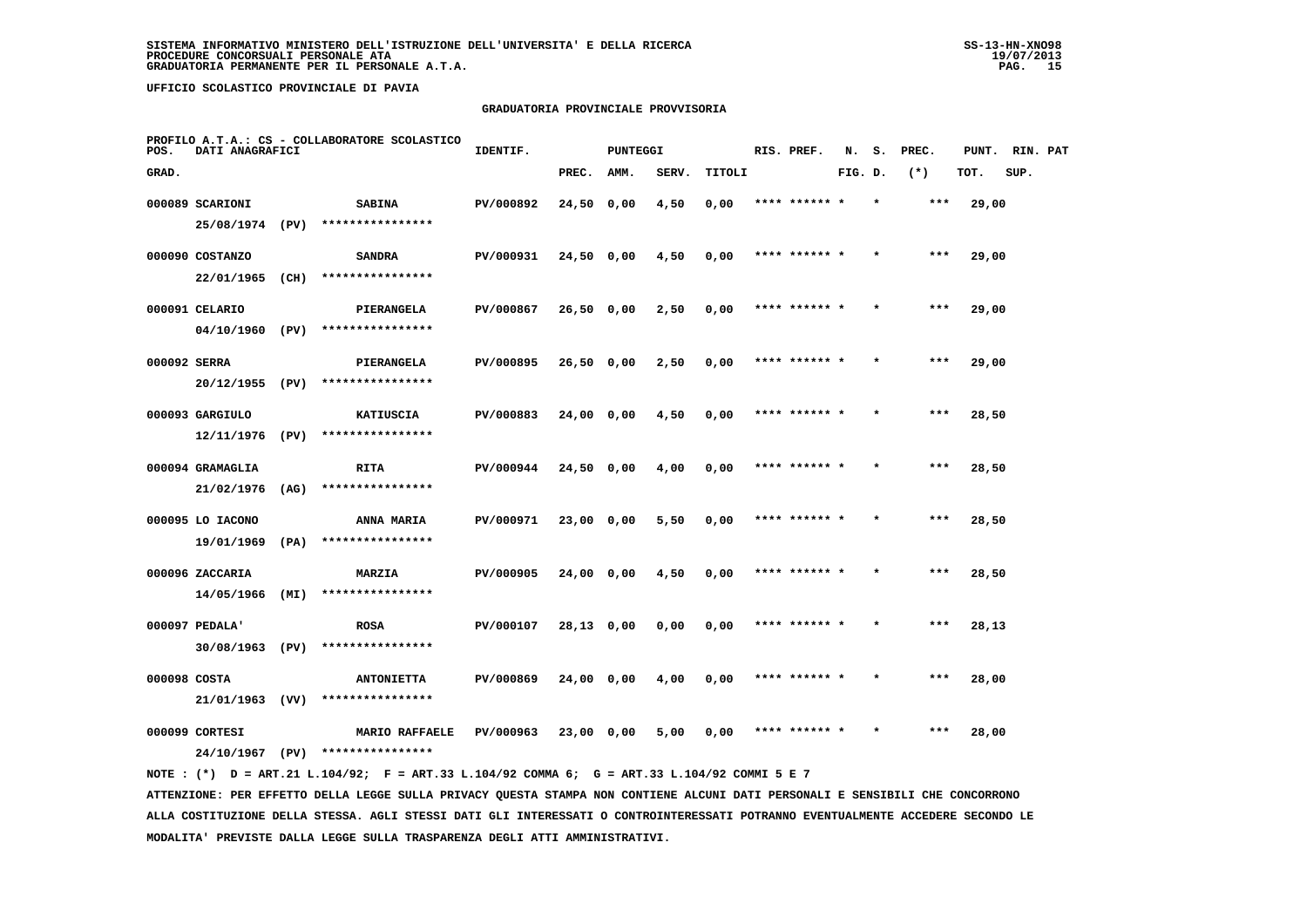SISTEMA INFORMATIVO MINISTERO DELL'ISTRUZIONE DELL'UNIVERSITA' E DELLA RICERCA
PROCEDURE CONCORSUALI PERSONALE ATA
GRADUATORIA PERMANENTE PER IL PERSONALE A.T.A.

UFFICIO SCOLASTICO PROVINCIALE DI PAVIA

## GRADUATORIA PROVINCIALE PROVVISORIA

PROFILO A.T.A.: CS - COLLABORATORE SCOLASTICO

| POS. GRAD. | DATI ANAGRAFICI | | IDENTIF. | PUNTEGGI PREC. | AMM. | SERV. | TITOLI | RIS. PREF. | N. FIG. | S. D. | PREC. (*) | PUNT. TOT. | RIN. SUP. | PAT |
|---|---|---|---|---|---|---|---|---|---|---|---|---|---|---|
| 000089 | SCARIONI 25/08/1974 (PV) | SABINA **************** | PV/000892 | 24,50 | 0,00 | 4,50 | 0,00 | **** ****** | * | * | *** | 29,00 | | |
| 000090 | COSTANZO 22/01/1965 (CH) | SANDRA **************** | PV/000931 | 24,50 | 0,00 | 4,50 | 0,00 | **** ****** | * | * | *** | 29,00 | | |
| 000091 | CELARIO 04/10/1960 (PV) | PIERANGELA **************** | PV/000867 | 26,50 | 0,00 | 2,50 | 0,00 | **** ****** | * | * | *** | 29,00 | | |
| 000092 | SERRA 20/12/1955 (PV) | PIERANGELA **************** | PV/000895 | 26,50 | 0,00 | 2,50 | 0,00 | **** ****** | * | * | *** | 29,00 | | |
| 000093 | GARGIULO 12/11/1976 (PV) | KATIUSCIA **************** | PV/000883 | 24,00 | 0,00 | 4,50 | 0,00 | **** ****** | * | * | *** | 28,50 | | |
| 000094 | GRAMAGLIA 21/02/1976 (AG) | RITA **************** | PV/000944 | 24,50 | 0,00 | 4,00 | 0,00 | **** ****** | * | * | *** | 28,50 | | |
| 000095 | LO IACONO 19/01/1969 (PA) | ANNA MARIA **************** | PV/000971 | 23,00 | 0,00 | 5,50 | 0,00 | **** ****** | * | * | *** | 28,50 | | |
| 000096 | ZACCARIA 14/05/1966 (MI) | MARZIA **************** | PV/000905 | 24,00 | 0,00 | 4,50 | 0,00 | **** ****** | * | * | *** | 28,50 | | |
| 000097 | PEDALA' 30/08/1963 (PV) | ROSA **************** | PV/000107 | 28,13 | 0,00 | 0,00 | 0,00 | **** ****** | * | * | *** | 28,13 | | |
| 000098 | COSTA 21/01/1963 (VV) | ANTONIETTA **************** | PV/000869 | 24,00 | 0,00 | 4,00 | 0,00 | **** ****** | * | * | *** | 28,00 | | |
| 000099 | CORTESI 24/10/1967 (PV) | MARIO RAFFAELE **************** | PV/000963 | 23,00 | 0,00 | 5,00 | 0,00 | **** ****** | * | * | *** | 28,00 | | |

NOTE : (*) D = ART.21 L.104/92; F = ART.33 L.104/92 COMMA 6; G = ART.33 L.104/92 COMMI 5 E 7

ATTENZIONE: PER EFFETTO DELLA LEGGE SULLA PRIVACY QUESTA STAMPA NON CONTIENE ALCUNI DATI PERSONALI E SENSIBILI CHE CONCORRONO ALLA COSTITUZIONE DELLA STESSA. AGLI STESSI DATI GLI INTERESSATI O CONTROINTERESSATI POTRANNO EVENTUALMENTE ACCEDERE SECONDO LE MODALITA' PREVISTE DALLA LEGGE SULLA TRASPARENZA DEGLI ATTI AMMINISTRATIVI.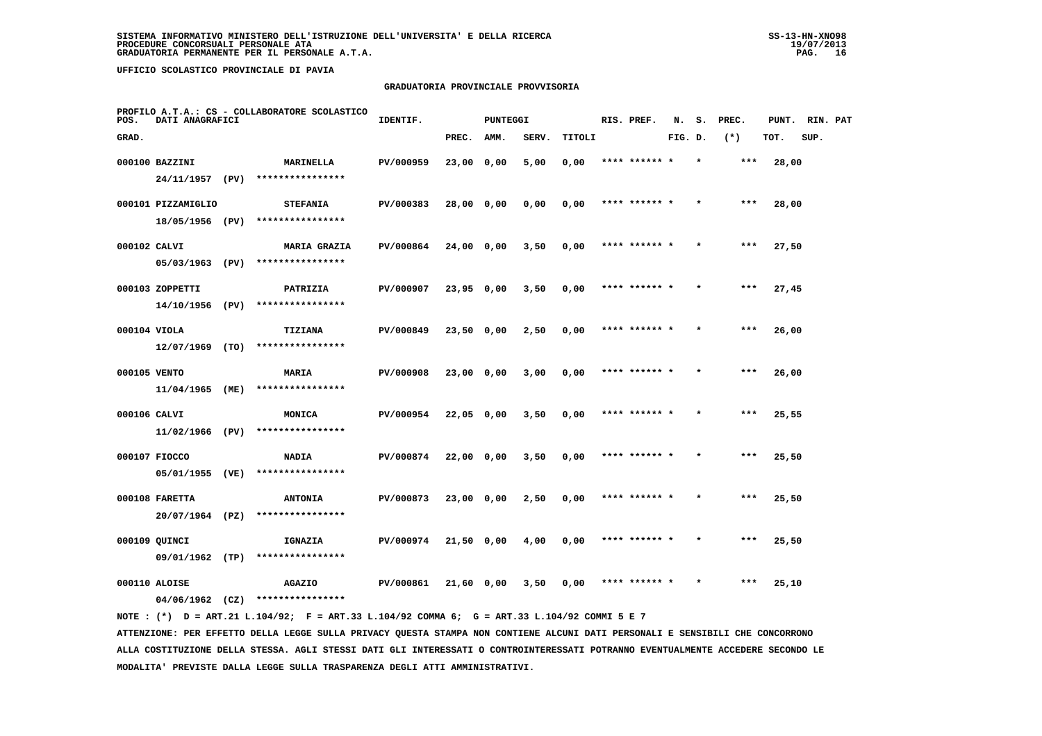UFFICIO SCOLASTICO PROVINCIALE DI PAVIA

## GRADUATORIA PROVINCIALE PROVVISORIA

PROFILO A.T.A.: CS - COLLABORATORE SCOLASTICO

| POS. GRAD. | DATI ANAGRAFICI | | IDENTIF. | PUNTEGGI PREC. | AMM. | SERV. | TITOLI | RIS. PREF. | N. FIG. | S. D. | PREC. (*) | PUNT. TOT. | RIN. SUP. | PAT |
|---|---|---|---|---|---|---|---|---|---|---|---|---|---|---|
| 000100 | BAZZINI 24/11/1957 (PV) | MARINELLA **************** | PV/000959 | 23,00 | 0,00 | 5,00 | 0,00 | **** ****** | * | * | *** | 28,00 | | |
| 000101 | PIZZAMIGLIO 18/05/1956 (PV) | STEFANIA **************** | PV/000383 | 28,00 | 0,00 | 0,00 | 0,00 | **** ****** | * | * | *** | 28,00 | | |
| 000102 | CALVI 05/03/1963 (PV) | MARIA GRAZIA **************** | PV/000864 | 24,00 | 0,00 | 3,50 | 0,00 | **** ****** | * | * | *** | 27,50 | | |
| 000103 | ZOPPETTI 14/10/1956 (PV) | PATRIZIA **************** | PV/000907 | 23,95 | 0,00 | 3,50 | 0,00 | **** ****** | * | * | *** | 27,45 | | |
| 000104 | VIOLA 12/07/1969 (TO) | TIZIANA **************** | PV/000849 | 23,50 | 0,00 | 2,50 | 0,00 | **** ****** | * | * | *** | 26,00 | | |
| 000105 | VENTO 11/04/1965 (ME) | MARIA **************** | PV/000908 | 23,00 | 0,00 | 3,00 | 0,00 | **** ****** | * | * | *** | 26,00 | | |
| 000106 | CALVI 11/02/1966 (PV) | MONICA **************** | PV/000954 | 22,05 | 0,00 | 3,50 | 0,00 | **** ****** | * | * | *** | 25,55 | | |
| 000107 | FIOCCO 05/01/1955 (VE) | NADIA **************** | PV/000874 | 22,00 | 0,00 | 3,50 | 0,00 | **** ****** | * | * | *** | 25,50 | | |
| 000108 | FARETTA 20/07/1964 (PZ) | ANTONIA **************** | PV/000873 | 23,00 | 0,00 | 2,50 | 0,00 | **** ****** | * | * | *** | 25,50 | | |
| 000109 | QUINCI 09/01/1962 (TP) | IGNAZIA **************** | PV/000974 | 21,50 | 0,00 | 4,00 | 0,00 | **** ****** | * | * | *** | 25,50 | | |
| 000110 | ALOISE 04/06/1962 (CZ) | AGAZIO **************** | PV/000861 | 21,60 | 0,00 | 3,50 | 0,00 | **** ****** | * | * | *** | 25,10 | | |

NOTE : (*) D = ART.21 L.104/92; F = ART.33 L.104/92 COMMA 6; G = ART.33 L.104/92 COMMI 5 E 7

ATTENZIONE: PER EFFETTO DELLA LEGGE SULLA PRIVACY QUESTA STAMPA NON CONTIENE ALCUNI DATI PERSONALI E SENSIBILI CHE CONCORRONO ALLA COSTITUZIONE DELLA STESSA. AGLI STESSI DATI GLI INTERESSATI O CONTROINTERESSATI POTRANNO EVENTUALMENTE ACCEDERE SECONDO LE MODALITA' PREVISTE DALLA LEGGE SULLA TRASPARENZA DEGLI ATTI AMMINISTRATIVI.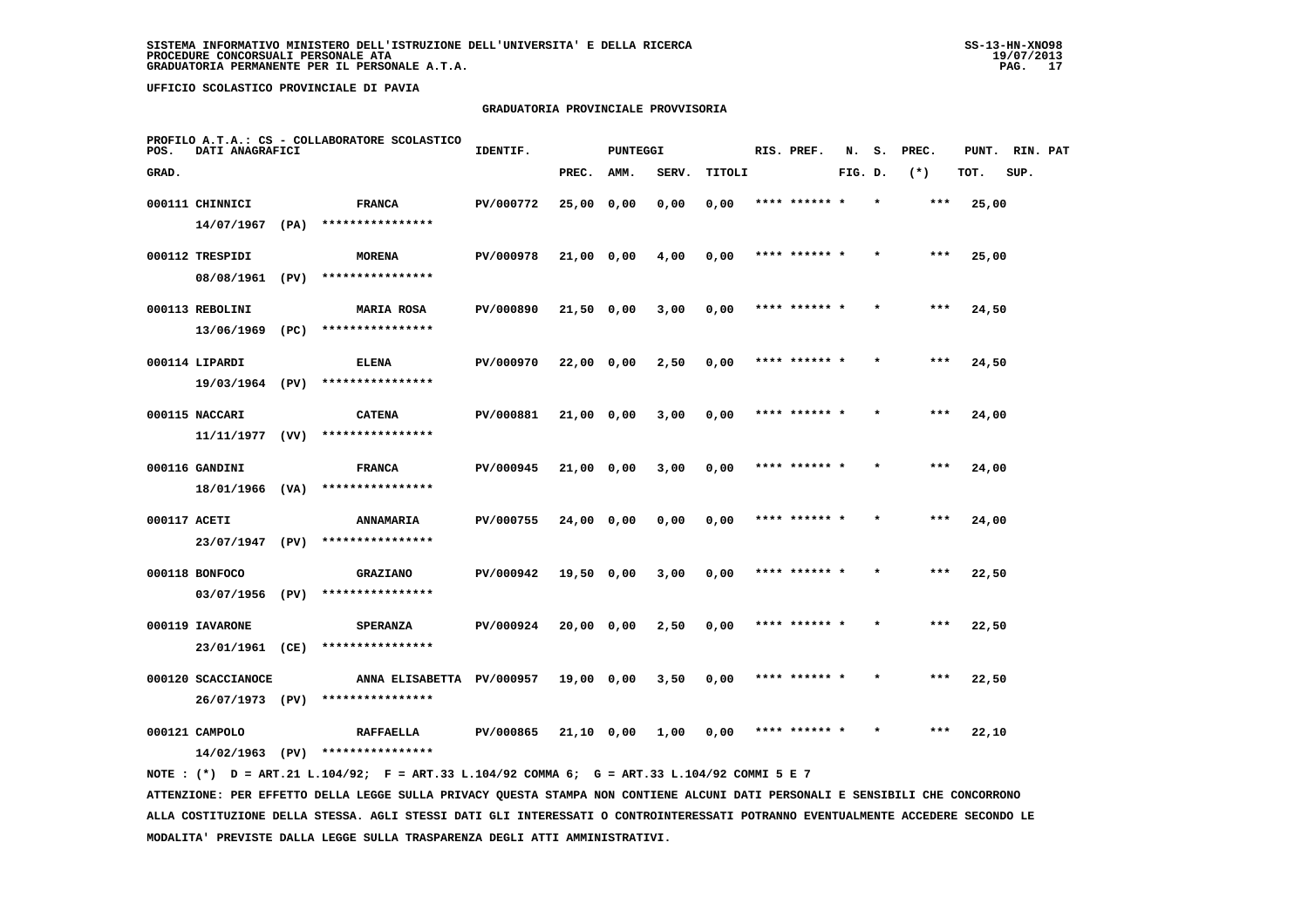SISTEMA INFORMATIVO MINISTERO DELL'ISTRUZIONE DELL'UNIVERSITA' E DELLA RICERCA
PROCEDURE CONCORSUALI PERSONALE ATA
GRADUATORIA PERMANENTE PER IL PERSONALE A.T.A.

UFFICIO SCOLASTICO PROVINCIALE DI PAVIA

## GRADUATORIA PROVINCIALE PROVVISORIA

PROFILO A.T.A.: CS - COLLABORATORE SCOLASTICO

| POS. GRAD. | DATI ANAGRAFICI | | IDENTIF. | PUNTEGGI PREC. | AMM. | SERV. | TITOLI | RIS. PREF. | N. FIG. | S. D. | PREC. (*) | PUNT. TOT. | RIN. SUP. | PAT |
|---|---|---|---|---|---|---|---|---|---|---|---|---|---|---|
| 000111 | CHINNICI 14/07/1967 (PA) | FRANCA **************** | PV/000772 | 25,00 | 0,00 | 0,00 | 0,00 | **** ****** * | | * | *** | 25,00 | | |
| 000112 | TRESPIDI 08/08/1961 (PV) | MORENA **************** | PV/000978 | 21,00 | 0,00 | 4,00 | 0,00 | **** ****** * | | * | *** | 25,00 | | |
| 000113 | REBOLINI 13/06/1969 (PC) | MARIA ROSA **************** | PV/000890 | 21,50 | 0,00 | 3,00 | 0,00 | **** ****** * | | * | *** | 24,50 | | |
| 000114 | LIPARDI 19/03/1964 (PV) | ELENA **************** | PV/000970 | 22,00 | 0,00 | 2,50 | 0,00 | **** ****** * | | * | *** | 24,50 | | |
| 000115 | NACCARI 11/11/1977 (VV) | CATENA **************** | PV/000881 | 21,00 | 0,00 | 3,00 | 0,00 | **** ****** * | | * | *** | 24,00 | | |
| 000116 | GANDINI 18/01/1966 (VA) | FRANCA **************** | PV/000945 | 21,00 | 0,00 | 3,00 | 0,00 | **** ****** * | | * | *** | 24,00 | | |
| 000117 | ACETI 23/07/1947 (PV) | ANNAMARIA **************** | PV/000755 | 24,00 | 0,00 | 0,00 | 0,00 | **** ****** * | | * | *** | 24,00 | | |
| 000118 | BONFOCO 03/07/1956 (PV) | GRAZIANO **************** | PV/000942 | 19,50 | 0,00 | 3,00 | 0,00 | **** ****** * | | * | *** | 22,50 | | |
| 000119 | IAVARONE 23/01/1961 (CE) | SPERANZA **************** | PV/000924 | 20,00 | 0,00 | 2,50 | 0,00 | **** ****** * | | * | *** | 22,50 | | |
| 000120 | SCACCIANOCE 26/07/1973 (PV) | ANNA ELISABETTA **************** | PV/000957 | 19,00 | 0,00 | 3,50 | 0,00 | **** ****** * | | * | *** | 22,50 | | |
| 000121 | CAMPOLO 14/02/1963 (PV) | RAFFAELLA **************** | PV/000865 | 21,10 | 0,00 | 1,00 | 0,00 | **** ****** * | | * | *** | 22,10 | | |

NOTE : (*) D = ART.21 L.104/92; F = ART.33 L.104/92 COMMA 6; G = ART.33 L.104/92 COMMI 5 E 7

ATTENZIONE: PER EFFETTO DELLA LEGGE SULLA PRIVACY QUESTA STAMPA NON CONTIENE ALCUNI DATI PERSONALI E SENSIBILI CHE CONCORRONO ALLA COSTITUZIONE DELLA STESSA. AGLI STESSI DATI GLI INTERESSATI O CONTROINTERESSATI POTRANNO EVENTUALMENTE ACCEDERE SECONDO LE MODALITA' PREVISTE DALLA LEGGE SULLA TRASPARENZA DEGLI ATTI AMMINISTRATIVI.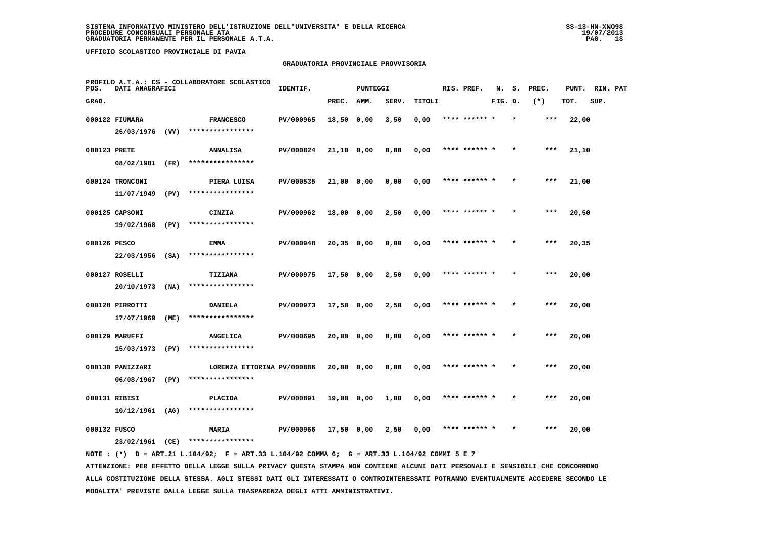SISTEMA INFORMATIVO MINISTERO DELL'ISTRUZIONE DELL'UNIVERSITA' E DELLA RICERCA
PROCEDURE CONCORSUALI PERSONALE ATA
GRADUATORIA PERMANENTE PER IL PERSONALE A.T.A.

UFFICIO SCOLASTICO PROVINCIALE DI PAVIA

## GRADUATORIA PROVINCIALE PROVVISORIA

PROFILO A.T.A.: CS - COLLABORATORE SCOLASTICO

| POS. GRAD. | DATI ANAGRAFICI | | IDENTIF. | PUNTEGGI PREC. | AMM. | SERV. | TITOLI | RIS. PREF. | N. FIG. | S. D. | PREC. (*) | PUNT. TOT. | RIN. SUP. | PAT |
|---|---|---|---|---|---|---|---|---|---|---|---|---|---|---|
| 000122 | FIUMARA 26/03/1976 (VV) | FRANCESCO **************** | PV/000965 | 18,50 | 0,00 | 3,50 | 0,00 | **** ****** | * | * | *** | 22,00 | | |
| 000123 | PRETE 08/02/1981 (FR) | ANNALISA **************** | PV/000824 | 21,10 | 0,00 | 0,00 | 0,00 | **** ****** | * | * | *** | 21,10 | | |
| 000124 | TRONCONI 11/07/1949 (PV) | PIERA LUISA **************** | PV/000535 | 21,00 | 0,00 | 0,00 | 0,00 | **** ****** | * | * | *** | 21,00 | | |
| 000125 | CAPSONI 19/02/1968 (PV) | CINZIA **************** | PV/000962 | 18,00 | 0,00 | 2,50 | 0,00 | **** ****** | * | * | *** | 20,50 | | |
| 000126 | PESCO 22/03/1956 (SA) | EMMA **************** | PV/000948 | 20,35 | 0,00 | 0,00 | 0,00 | **** ****** | * | * | *** | 20,35 | | |
| 000127 | ROSELLI 20/10/1973 (NA) | TIZIANA **************** | PV/000975 | 17,50 | 0,00 | 2,50 | 0,00 | **** ****** | * | * | *** | 20,00 | | |
| 000128 | PIRROTTI 17/07/1969 (ME) | DANIELA **************** | PV/000973 | 17,50 | 0,00 | 2,50 | 0,00 | **** ****** | * | * | *** | 20,00 | | |
| 000129 | MARUFFI 15/03/1973 (PV) | ANGELICA **************** | PV/000695 | 20,00 | 0,00 | 0,00 | 0,00 | **** ****** | * | * | *** | 20,00 | | |
| 000130 | PANIZZARI 06/08/1967 (PV) | LORENZA ETTORINA **************** | PV/000886 | 20,00 | 0,00 | 0,00 | 0,00 | **** ****** | * | * | *** | 20,00 | | |
| 000131 | RIBISI 10/12/1961 (AG) | PLACIDA **************** | PV/000891 | 19,00 | 0,00 | 1,00 | 0,00 | **** ****** | * | * | *** | 20,00 | | |
| 000132 | FUSCO 23/02/1961 (CE) | MARIA **************** | PV/000966 | 17,50 | 0,00 | 2,50 | 0,00 | **** ****** | * | * | *** | 20,00 | | |

NOTE : (*) D = ART.21 L.104/92; F = ART.33 L.104/92 COMMA 6; G = ART.33 L.104/92 COMMI 5 E 7

ATTENZIONE: PER EFFETTO DELLA LEGGE SULLA PRIVACY QUESTA STAMPA NON CONTIENE ALCUNI DATI PERSONALI E SENSIBILI CHE CONCORRONO ALLA COSTITUZIONE DELLA STESSA. AGLI STESSI DATI GLI INTERESSATI O CONTROINTERESSATI POTRANNO EVENTUALMENTE ACCEDERE SECONDO LE MODALITA' PREVISTE DALLA LEGGE SULLA TRASPARENZA DEGLI ATTI AMMINISTRATIVI.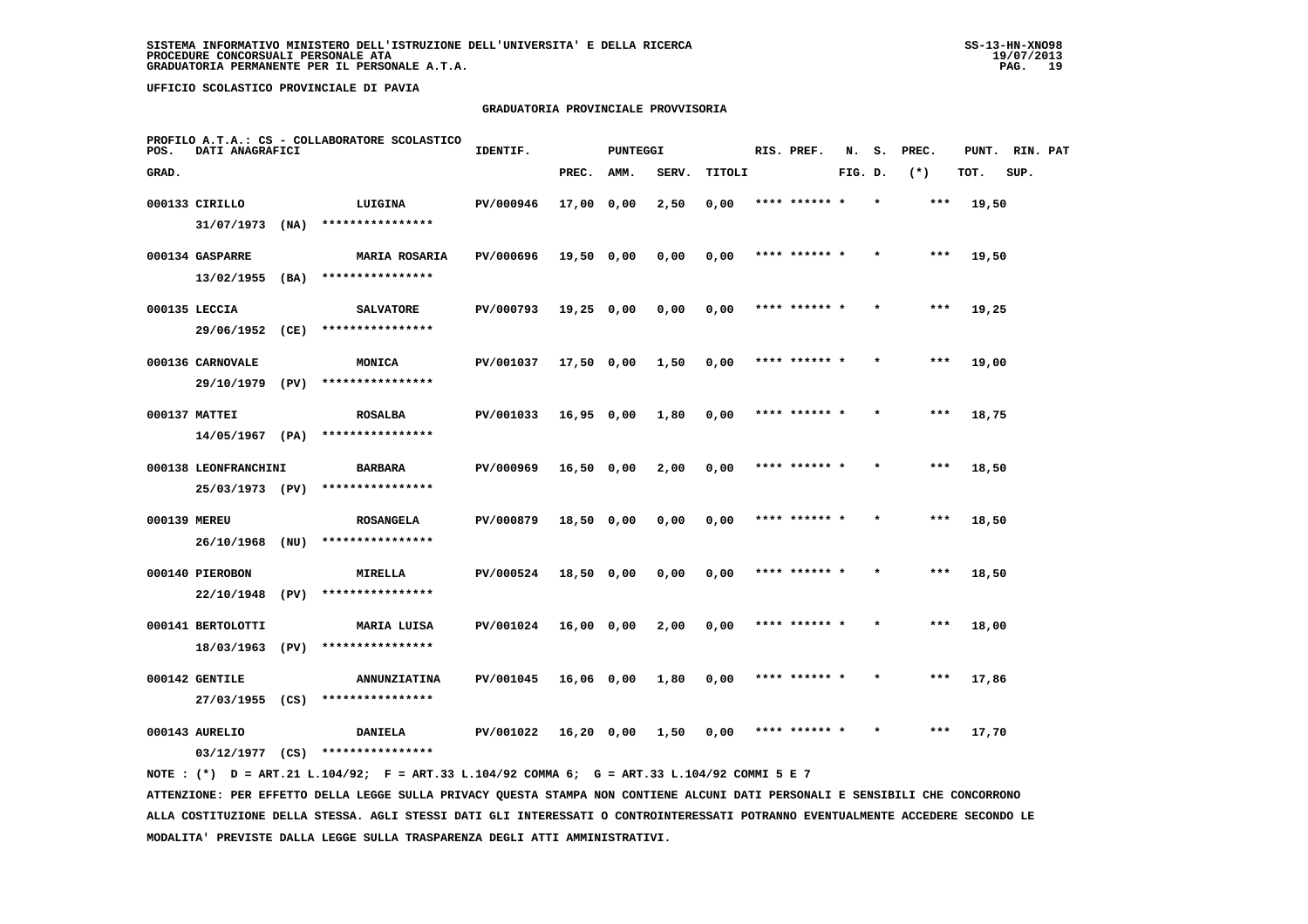SISTEMA INFORMATIVO MINISTERO DELL'ISTRUZIONE DELL'UNIVERSITA' E DELLA RICERCA
PROCEDURE CONCORSUALI PERSONALE ATA
GRADUATORIA PERMANENTE PER IL PERSONALE A.T.A.

UFFICIO SCOLASTICO PROVINCIALE DI PAVIA

## GRADUATORIA PROVINCIALE PROVVISORIA

PROFILO A.T.A.: CS - COLLABORATORE SCOLASTICO

| POS. GRAD. | DATI ANAGRAFICI | | IDENTIF. | PUNTEGGI PREC. | AMM. | SERV. | TITOLI | RIS. PREF. | N. FIG. | S. D. | PREC. (*) | PUNT. TOT. | RIN. SUP. | PAT |
|---|---|---|---|---|---|---|---|---|---|---|---|---|---|---|
| 000133 | CIRILLO 31/07/1973 (NA) | LUIGINA **************** | PV/000946 | 17,00 | 0,00 | 2,50 | 0,00 | **** ****** * | | * | *** | 19,50 | | |
| 000134 | GASPARRE 13/02/1955 (BA) | MARIA ROSARIA **************** | PV/000696 | 19,50 | 0,00 | 0,00 | 0,00 | **** ****** * | | * | *** | 19,50 | | |
| 000135 | LECCIA 29/06/1952 (CE) | SALVATORE **************** | PV/000793 | 19,25 | 0,00 | 0,00 | 0,00 | **** ****** * | | * | *** | 19,25 | | |
| 000136 | CARNOVALE 29/10/1979 (PV) | MONICA **************** | PV/001037 | 17,50 | 0,00 | 1,50 | 0,00 | **** ****** * | | * | *** | 19,00 | | |
| 000137 | MATTEI 14/05/1967 (PA) | ROSALBA **************** | PV/001033 | 16,95 | 0,00 | 1,80 | 0,00 | **** ****** * | | * | *** | 18,75 | | |
| 000138 | LEONFRANCHINI 25/03/1973 (PV) | BARBARA **************** | PV/000969 | 16,50 | 0,00 | 2,00 | 0,00 | **** ****** * | | * | *** | 18,50 | | |
| 000139 | MEREU 26/10/1968 (NU) | ROSANGELA **************** | PV/000879 | 18,50 | 0,00 | 0,00 | 0,00 | **** ****** * | | * | *** | 18,50 | | |
| 000140 | PIEROBON 22/10/1948 (PV) | MIRELLA **************** | PV/000524 | 18,50 | 0,00 | 0,00 | 0,00 | **** ****** * | | * | *** | 18,50 | | |
| 000141 | BERTOLOTTI 18/03/1963 (PV) | MARIA LUISA **************** | PV/001024 | 16,00 | 0,00 | 2,00 | 0,00 | **** ****** * | | * | *** | 18,00 | | |
| 000142 | GENTILE 27/03/1955 (CS) | ANNUNZIATINA **************** | PV/001045 | 16,06 | 0,00 | 1,80 | 0,00 | **** ****** * | | * | *** | 17,86 | | |
| 000143 | AURELIO 03/12/1977 (CS) | DANIELA **************** | PV/001022 | 16,20 | 0,00 | 1,50 | 0,00 | **** ****** * | | * | *** | 17,70 | | |

NOTE : (*) D = ART.21 L.104/92; F = ART.33 L.104/92 COMMA 6; G = ART.33 L.104/92 COMMI 5 E 7

ATTENZIONE: PER EFFETTO DELLA LEGGE SULLA PRIVACY QUESTA STAMPA NON CONTIENE ALCUNI DATI PERSONALI E SENSIBILI CHE CONCORRONO ALLA COSTITUZIONE DELLA STESSA. AGLI STESSI DATI GLI INTERESSATI O CONTROINTERESSATI POTRANNO EVENTUALMENTE ACCEDERE SECONDO LE MODALITA' PREVISTE DALLA LEGGE SULLA TRASPARENZA DEGLI ATTI AMMINISTRATIVI.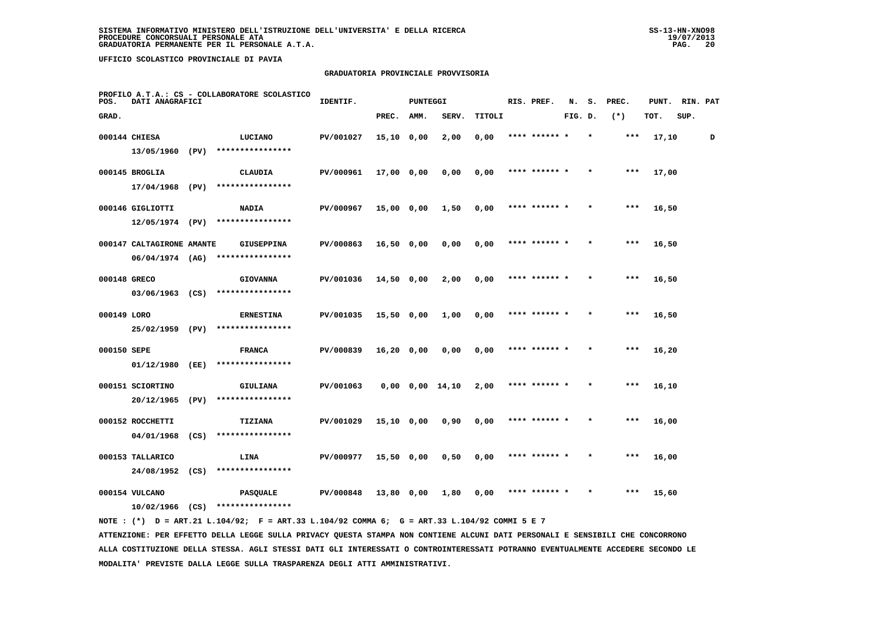SISTEMA INFORMATIVO MINISTERO DELL'ISTRUZIONE DELL'UNIVERSITA' E DELLA RICERCA
PROCEDURE CONCORSUALI PERSONALE ATA
GRADUATORIA PERMANENTE PER IL PERSONALE A.T.A.

SS-13-HN-XNO98
19/07/2013

UFFICIO SCOLASTICO PROVINCIALE DI PAVIA

GRADUATORIA PROVINCIALE PROVVISORIA

PROFILO A.T.A.: CS - COLLABORATORE SCOLASTICO

| POS. GRAD. | DATI ANAGRAFICI | | IDENTIF. | PUNTEGGI PREC. | AMM. | SERV. | TITOLI | RIS. PREF. | N. FIG. | S. D. | PREC. (*) | PUNT. TOT. | RIN. SUP. | PAT |
|---|---|---|---|---|---|---|---|---|---|---|---|---|---|---|
| 000144 | CHIESA 13/05/1960 (PV) | LUCIANO **************** | PV/001027 | 15,10 | 0,00 | 2,00 | 0,00 | **** ****** | * | * | *** | 17,10 | | D |
| 000145 | BROGLIA 17/04/1968 (PV) | CLAUDIA **************** | PV/000961 | 17,00 | 0,00 | 0,00 | 0,00 | **** ****** | * | * | *** | 17,00 | | |
| 000146 | GIGLIOTTI 12/05/1974 (PV) | NADIA **************** | PV/000967 | 15,00 | 0,00 | 1,50 | 0,00 | **** ****** | * | * | *** | 16,50 | | |
| 000147 | CALTAGIRONE AMANTE 06/04/1974 (AG) | GIUSEPPINA **************** | PV/000863 | 16,50 | 0,00 | 0,00 | 0,00 | **** ****** | * | * | *** | 16,50 | | |
| 000148 | GRECO 03/06/1963 (CS) | GIOVANNA **************** | PV/001036 | 14,50 | 0,00 | 2,00 | 0,00 | **** ****** | * | * | *** | 16,50 | | |
| 000149 | LORO 25/02/1959 (PV) | ERNESTINA **************** | PV/001035 | 15,50 | 0,00 | 1,00 | 0,00 | **** ****** | * | * | *** | 16,50 | | |
| 000150 | SEPE 01/12/1980 (EE) | FRANCA **************** | PV/000839 | 16,20 | 0,00 | 0,00 | 0,00 | **** ****** | * | * | *** | 16,20 | | |
| 000151 | SCIORTINO 20/12/1965 (PV) | GIULIANA **************** | PV/001063 | 0,00 | 0,00 | 14,10 | 2,00 | **** ****** | * | * | *** | 16,10 | | |
| 000152 | ROCCHETTI 04/01/1968 (CS) | TIZIANA **************** | PV/001029 | 15,10 | 0,00 | 0,90 | 0,00 | **** ****** | * | * | *** | 16,00 | | |
| 000153 | TALLARICO 24/08/1952 (CS) | LINA **************** | PV/000977 | 15,50 | 0,00 | 0,50 | 0,00 | **** ****** | * | * | *** | 16,00 | | |
| 000154 | VULCANO 10/02/1966 (CS) | PASQUALE **************** | PV/000848 | 13,80 | 0,00 | 1,80 | 0,00 | **** ****** | * | * | *** | 15,60 | | |

NOTE : (*) D = ART.21 L.104/92; F = ART.33 L.104/92 COMMA 6; G = ART.33 L.104/92 COMMI 5 E 7

ATTENZIONE: PER EFFETTO DELLA LEGGE SULLA PRIVACY QUESTA STAMPA NON CONTIENE ALCUNI DATI PERSONALI E SENSIBILI CHE CONCORRONO ALLA COSTITUZIONE DELLA STESSA. AGLI STESSI DATI GLI INTERESSATI O CONTROINTERESSATI POTRANNO EVENTUALMENTE ACCEDERE SECONDO LE MODALITA' PREVISTE DALLA LEGGE SULLA TRASPARENZA DEGLI ATTI AMMINISTRATIVI.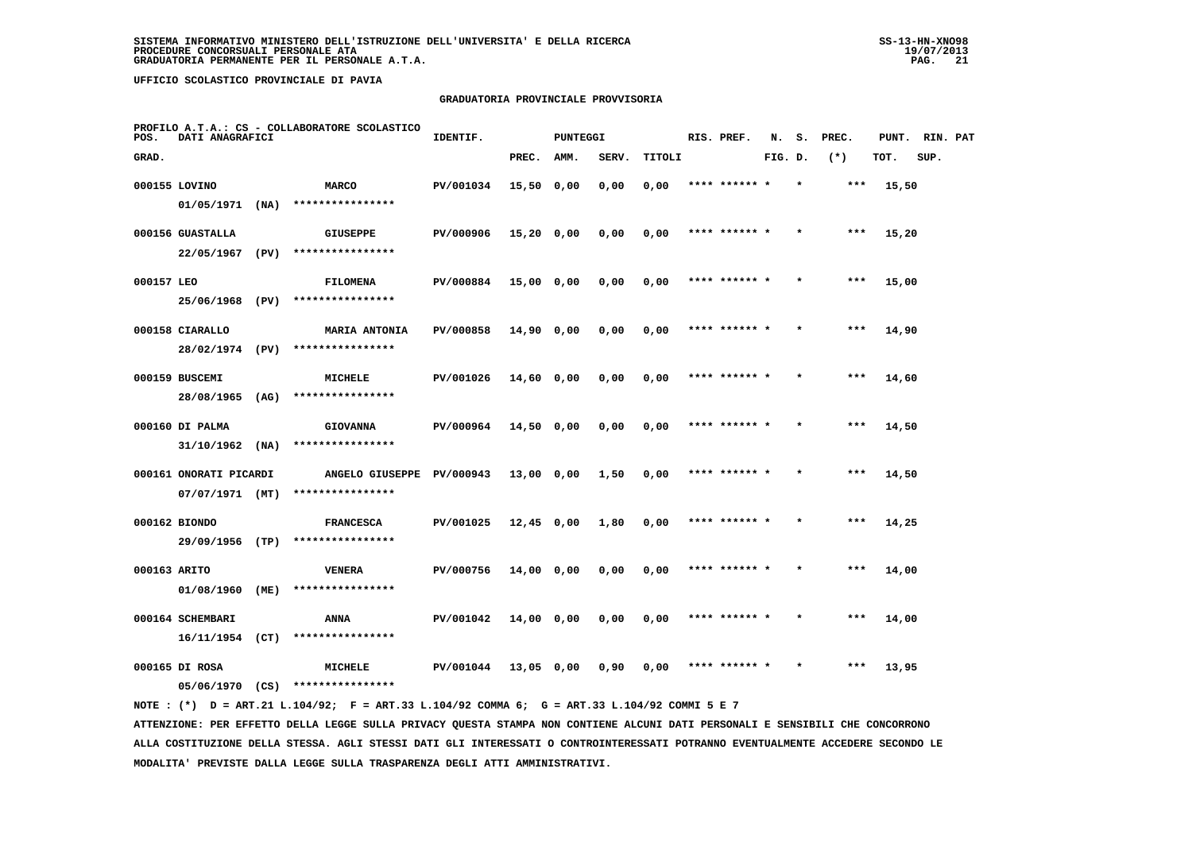SISTEMA INFORMATIVO MINISTERO DELL'ISTRUZIONE DELL'UNIVERSITA' E DELLA RICERCA
PROCEDURE CONCORSUALI PERSONALE ATA
GRADUATORIA PERMANENTE PER IL PERSONALE A.T.A.

UFFICIO SCOLASTICO PROVINCIALE DI PAVIA

GRADUATORIA PROVINCIALE PROVVISORIA

PROFILO A.T.A.: CS - COLLABORATORE SCOLASTICO

| POS. GRAD. | DATI ANAGRAFICI | | IDENTIF. | PUNTEGGI PREC. | AMM. | SERV. | TITOLI | RIS. PREF. | N. FIG. | S. D. | PREC. (*) | PUNT. TOT. | RIN. SUP. | PAT |
|---|---|---|---|---|---|---|---|---|---|---|---|---|---|---|
| 000155 | LOVINO 01/05/1971 (NA) | MARCO **************** | PV/001034 | 15,50 | 0,00 | 0,00 | 0,00 | **** ****** * | | * | *** | 15,50 | | |
| 000156 | GUASTALLA 22/05/1967 (PV) | GIUSEPPE **************** | PV/000906 | 15,20 | 0,00 | 0,00 | 0,00 | **** ****** * | | * | *** | 15,20 | | |
| 000157 | LEO 25/06/1968 (PV) | FILOMENA **************** | PV/000884 | 15,00 | 0,00 | 0,00 | 0,00 | **** ****** * | | * | *** | 15,00 | | |
| 000158 | CIARALLO 28/02/1974 (PV) | MARIA ANTONIA **************** | PV/000858 | 14,90 | 0,00 | 0,00 | 0,00 | **** ****** * | | * | *** | 14,90 | | |
| 000159 | BUSCEMI 28/08/1965 (AG) | MICHELE **************** | PV/001026 | 14,60 | 0,00 | 0,00 | 0,00 | **** ****** * | | * | *** | 14,60 | | |
| 000160 | DI PALMA 31/10/1962 (NA) | GIOVANNA **************** | PV/000964 | 14,50 | 0,00 | 0,00 | 0,00 | **** ****** * | | * | *** | 14,50 | | |
| 000161 | ONORATI PICARDI 07/07/1971 (MT) | ANGELO GIUSEPPE **************** | PV/000943 | 13,00 | 0,00 | 1,50 | 0,00 | **** ****** * | | * | *** | 14,50 | | |
| 000162 | BIONDO 29/09/1956 (TP) | FRANCESCA **************** | PV/001025 | 12,45 | 0,00 | 1,80 | 0,00 | **** ****** * | | * | *** | 14,25 | | |
| 000163 | ARITO 01/08/1960 (ME) | VENERA **************** | PV/000756 | 14,00 | 0,00 | 0,00 | 0,00 | **** ****** * | | * | *** | 14,00 | | |
| 000164 | SCHEMBARI 16/11/1954 (CT) | ANNA **************** | PV/001042 | 14,00 | 0,00 | 0,00 | 0,00 | **** ****** * | | * | *** | 14,00 | | |
| 000165 | DI ROSA 05/06/1970 (CS) | MICHELE **************** | PV/001044 | 13,05 | 0,00 | 0,90 | 0,00 | **** ****** * | | * | *** | 13,95 | | |

NOTE : (*) D = ART.21 L.104/92; F = ART.33 L.104/92 COMMA 6; G = ART.33 L.104/92 COMMI 5 E 7

ATTENZIONE: PER EFFETTO DELLA LEGGE SULLA PRIVACY QUESTA STAMPA NON CONTIENE ALCUNI DATI PERSONALI E SENSIBILI CHE CONCORRONO ALLA COSTITUZIONE DELLA STESSA. AGLI STESSI DATI GLI INTERESSATI O CONTROINTERESSATI POTRANNO EVENTUALMENTE ACCEDERE SECONDO LE MODALITA' PREVISTE DALLA LEGGE SULLA TRASPARENZA DEGLI ATTI AMMINISTRATIVI.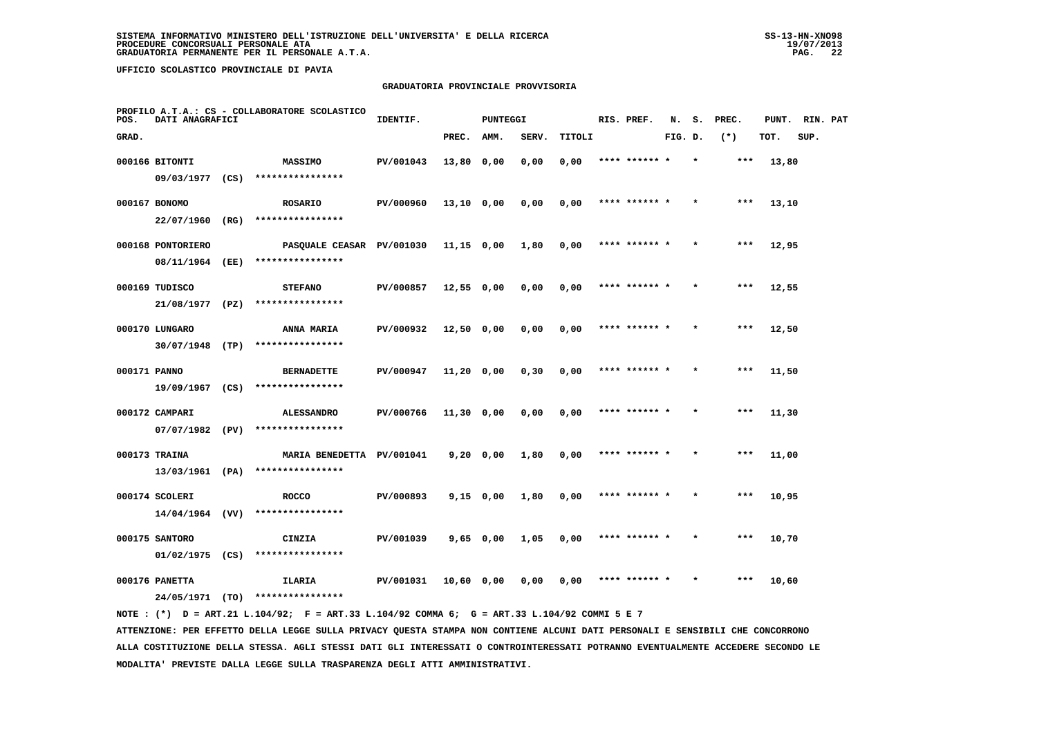SISTEMA INFORMATIVO MINISTERO DELL'ISTRUZIONE DELL'UNIVERSITA' E DELLA RICERCA
PROCEDURE CONCORSUALI PERSONALE ATA
GRADUATORIA PERMANENTE PER IL PERSONALE A.T.A.

UFFICIO SCOLASTICO PROVINCIALE DI PAVIA

GRADUATORIA PROVINCIALE PROVVISORIA

PROFILO A.T.A.: CS - COLLABORATORE SCOLASTICO

| POS. GRAD. | DATI ANAGRAFICI | | IDENTIF. | PUNTEGGI PREC. | AMM. | SERV. | TITOLI | RIS. PREF. | N. FIG. | S. D. | PREC. (*) | PUNT. TOT. | RIN. SUP. | PAT |
|---|---|---|---|---|---|---|---|---|---|---|---|---|---|---|
| 000166 | BITONTI 09/03/1977 (CS) | MASSIMO **************** | PV/001043 | 13,80 | 0,00 | 0,00 | 0,00 | **** ****** * | | * | *** | 13,80 | | |
| 000167 | BONOMO 22/07/1960 (RG) | ROSARIO **************** | PV/000960 | 13,10 | 0,00 | 0,00 | 0,00 | **** ****** * | | * | *** | 13,10 | | |
| 000168 | PONTORIERO 08/11/1964 (EE) | PASQUALE CEASAR **************** | PV/001030 | 11,15 | 0,00 | 1,80 | 0,00 | **** ****** * | | * | *** | 12,95 | | |
| 000169 | TUDISCO 21/08/1977 (PZ) | STEFANO **************** | PV/000857 | 12,55 | 0,00 | 0,00 | 0,00 | **** ****** * | | * | *** | 12,55 | | |
| 000170 | LUNGARO 30/07/1948 (TP) | ANNA MARIA **************** | PV/000932 | 12,50 | 0,00 | 0,00 | 0,00 | **** ****** * | | * | *** | 12,50 | | |
| 000171 | PANNO 19/09/1967 (CS) | BERNADETTE **************** | PV/000947 | 11,20 | 0,00 | 0,30 | 0,00 | **** ****** * | | * | *** | 11,50 | | |
| 000172 | CAMPARI 07/07/1982 (PV) | ALESSANDRO **************** | PV/000766 | 11,30 | 0,00 | 0,00 | 0,00 | **** ****** * | | * | *** | 11,30 | | |
| 000173 | TRAINA 13/03/1961 (PA) | MARIA BENEDETTA **************** | PV/001041 | 9,20 | 0,00 | 1,80 | 0,00 | **** ****** * | | * | *** | 11,00 | | |
| 000174 | SCOLERI 14/04/1964 (VV) | ROCCO **************** | PV/000893 | 9,15 | 0,00 | 1,80 | 0,00 | **** ****** * | | * | *** | 10,95 | | |
| 000175 | SANTORO 01/02/1975 (CS) | CINZIA **************** | PV/001039 | 9,65 | 0,00 | 1,05 | 0,00 | **** ****** * | | * | *** | 10,70 | | |
| 000176 | PANETTA 24/05/1971 (TO) | ILARIA **************** | PV/001031 | 10,60 | 0,00 | 0,00 | 0,00 | **** ****** * | | * | *** | 10,60 | | |

NOTE : (*) D = ART.21 L.104/92; F = ART.33 L.104/92 COMMA 6; G = ART.33 L.104/92 COMMI 5 E 7

ATTENZIONE: PER EFFETTO DELLA LEGGE SULLA PRIVACY QUESTA STAMPA NON CONTIENE ALCUNI DATI PERSONALI E SENSIBILI CHE CONCORRONO ALLA COSTITUZIONE DELLA STESSA. AGLI STESSI DATI GLI INTERESSATI O CONTROINTERESSATI POTRANNO EVENTUALMENTE ACCEDERE SECONDO LE MODALITA' PREVISTE DALLA LEGGE SULLA TRASPARENZA DEGLI ATTI AMMINISTRATIVI.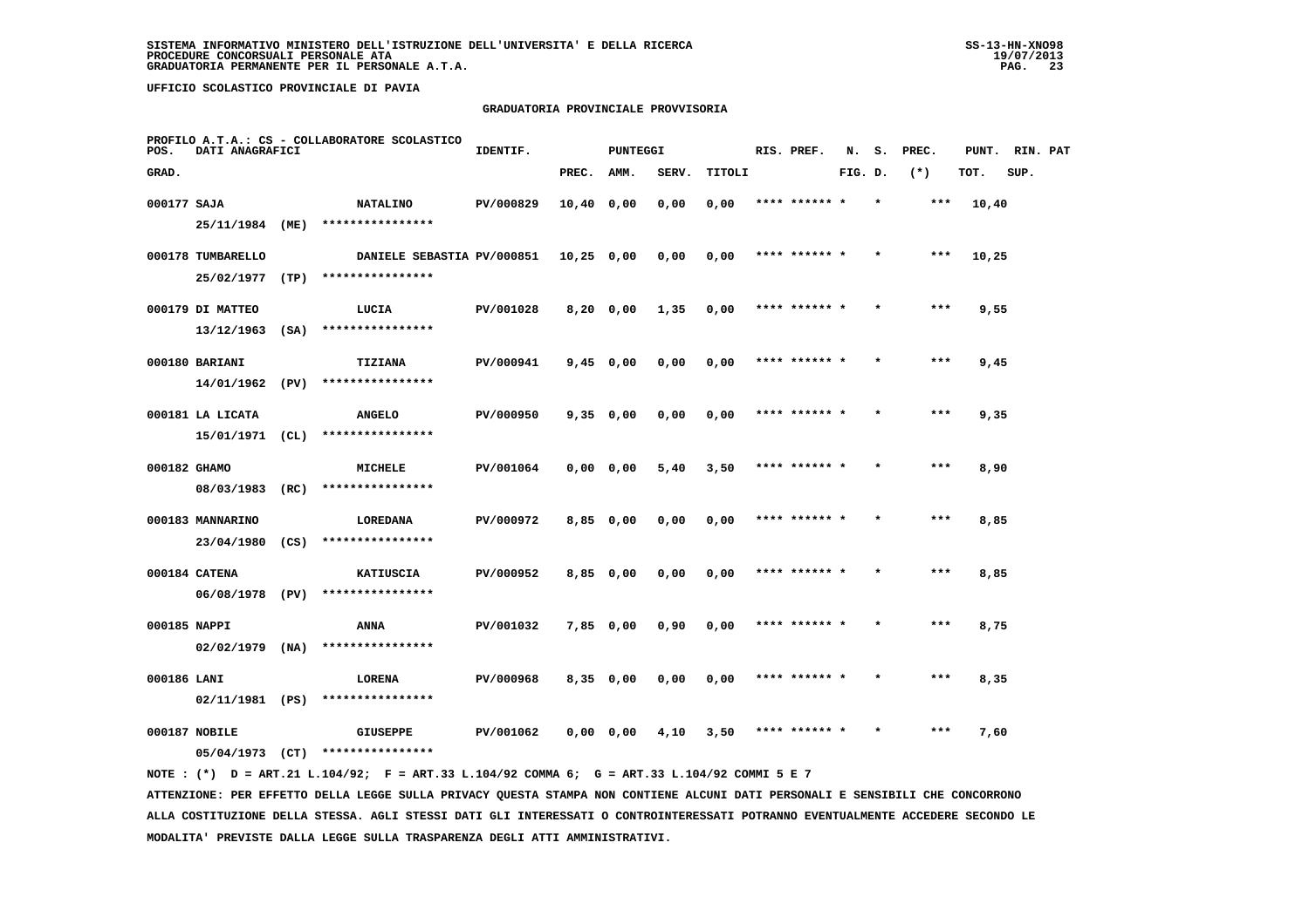SISTEMA INFORMATIVO MINISTERO DELL'ISTRUZIONE DELL'UNIVERSITA' E DELLA RICERCA
PROCEDURE CONCORSUALI PERSONALE ATA
GRADUATORIA PERMANENTE PER IL PERSONALE A.T.A.

UFFICIO SCOLASTICO PROVINCIALE DI PAVIA

GRADUATORIA PROVINCIALE PROVVISORIA

PROFILO A.T.A.: CS - COLLABORATORE SCOLASTICO

| POS. GRAD. | DATI ANAGRAFICI | | IDENTIF. | PUNTEGGI PREC. | AMM. | SERV. | TITOLI | RIS. PREF. | N. FIG. | S. D. | PREC. (*) | PUNT. TOT. | RIN. SUP. | PAT |
|---|---|---|---|---|---|---|---|---|---|---|---|---|---|---|
| 000177 | SAJA 25/11/1984 (ME) | NATALINO **************** | PV/000829 | 10,40 | 0,00 | 0,00 | 0,00 | **** ****** | * | * | *** | 10,40 | | |
| 000178 | TUMBARELLO 25/02/1977 (TP) | DANIELE SEBASTIA **************** | PV/000851 | 10,25 | 0,00 | 0,00 | 0,00 | **** ****** | * | * | *** | 10,25 | | |
| 000179 | DI MATTEO 13/12/1963 (SA) | LUCIA **************** | PV/001028 | 8,20 | 0,00 | 1,35 | 0,00 | **** ****** | * | * | *** | 9,55 | | |
| 000180 | BARIANI 14/01/1962 (PV) | TIZIANA **************** | PV/000941 | 9,45 | 0,00 | 0,00 | 0,00 | **** ****** | * | * | *** | 9,45 | | |
| 000181 | LA LICATA 15/01/1971 (CL) | ANGELO **************** | PV/000950 | 9,35 | 0,00 | 0,00 | 0,00 | **** ****** | * | * | *** | 9,35 | | |
| 000182 | GHAMO 08/03/1983 (RC) | MICHELE **************** | PV/001064 | 0,00 | 0,00 | 5,40 | 3,50 | **** ****** | * | * | *** | 8,90 | | |
| 000183 | MANNARINO 23/04/1980 (CS) | LOREDANA **************** | PV/000972 | 8,85 | 0,00 | 0,00 | 0,00 | **** ****** | * | * | *** | 8,85 | | |
| 000184 | CATENA 06/08/1978 (PV) | KATIUSCIA **************** | PV/000952 | 8,85 | 0,00 | 0,00 | 0,00 | **** ****** | * | * | *** | 8,85 | | |
| 000185 | NAPPI 02/02/1979 (NA) | ANNA **************** | PV/001032 | 7,85 | 0,00 | 0,90 | 0,00 | **** ****** | * | * | *** | 8,75 | | |
| 000186 | LANI 02/11/1981 (PS) | LORENA **************** | PV/000968 | 8,35 | 0,00 | 0,00 | 0,00 | **** ****** | * | * | *** | 8,35 | | |
| 000187 | NOBILE 05/04/1973 (CT) | GIUSEPPE **************** | PV/001062 | 0,00 | 0,00 | 4,10 | 3,50 | **** ****** | * | * | *** | 7,60 | | |

NOTE : (*) D = ART.21 L.104/92; F = ART.33 L.104/92 COMMA 6; G = ART.33 L.104/92 COMMI 5 E 7

ATTENZIONE: PER EFFETTO DELLA LEGGE SULLA PRIVACY QUESTA STAMPA NON CONTIENE ALCUNI DATI PERSONALI E SENSIBILI CHE CONCORRONO ALLA COSTITUZIONE DELLA STESSA. AGLI STESSI DATI GLI INTERESSATI O CONTROINTERESSATI POTRANNO EVENTUALMENTE ACCEDERE SECONDO LE MODALITA' PREVISTE DALLA LEGGE SULLA TRASPARENZA DEGLI ATTI AMMINISTRATIVI.